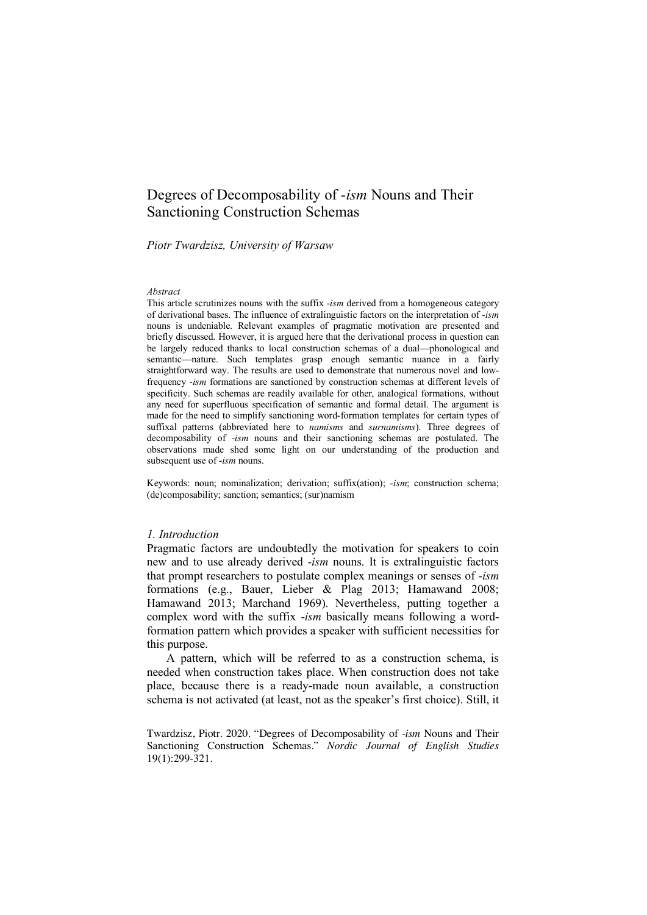# Degrees of Decomposability of -*ism* Nouns and Their Sanctioning Construction Schemas

*Piotr Twardzisz, University of Warsaw*

*Abstract*

This article scrutinizes nouns with the suffix -*ism* derived from a homogeneous category of derivational bases. The influence of extralinguistic factors on the interpretation of -*ism* nouns is undeniable. Relevant examples of pragmatic motivation are presented and briefly discussed. However, it is argued here that the derivational process in question can be largely reduced thanks to local construction schemas of a dual—phonological and semantic—nature. Such templates grasp enough semantic nuance in a fairly straightforward way. The results are used to demonstrate that numerous novel and low-frequency -*ism* formations are sanctioned by construction schemas at different levels of specificity. Such schemas are readily available for other, analogical formations, without any need for superfluous specification of semantic and formal detail. The argument is made for the need to simplify sanctioning word-formation templates for certain types of suffixal patterns (abbreviated here to *namisms* and *surnamisms*). Three degrees of decomposability of -*ism* nouns and their sanctioning schemas are postulated. The observations made shed some light on our understanding of the production and subsequent use of -*ism* nouns.

Keywords: noun; nominalization; derivation; suffix(ation); -*ism*; construction schema; (de)composability; sanction; semantics; (sur)namism

## *1. Introduction*

Pragmatic factors are undoubtedly the motivation for speakers to coin new and to use already derived -*ism* nouns. It is extralinguistic factors that prompt researchers to postulate complex meanings or senses of -*ism* formations (e.g., Bauer, Lieber & Plag 2013; Hamawand 2008; Hamawand 2013; Marchand 1969). Nevertheless, putting together a complex word with the suffix -*ism* basically means following a word-formation pattern which provides a speaker with sufficient necessities for this purpose.

A pattern, which will be referred to as a construction schema, is needed when construction takes place. When construction does not take place, because there is a ready-made noun available, a construction schema is not activated (at least, not as the speaker's first choice). Still, it

Twardzisz, Piotr. 2020. "Degrees of Decomposability of -*ism* Nouns and Their Sanctioning Construction Schemas." *Nordic Journal of English Studies* 19(1):299-321.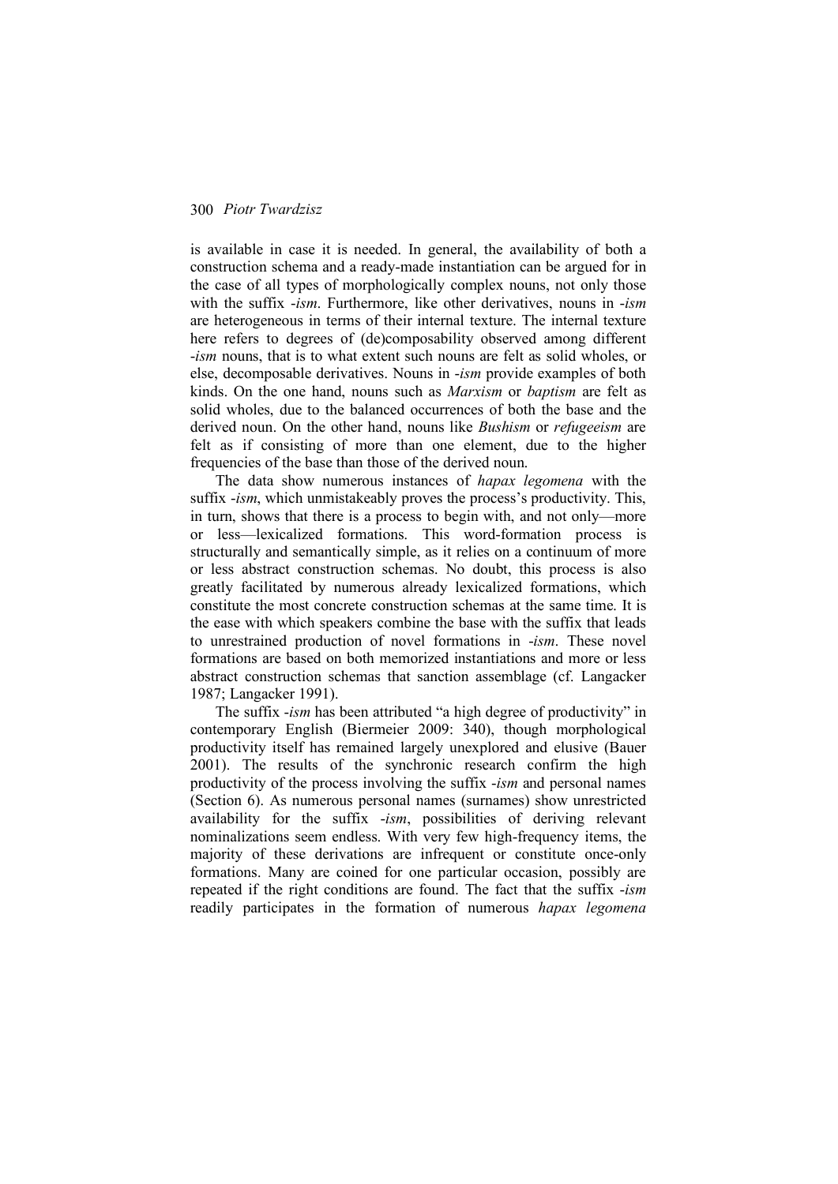is available in case it is needed. In general, the availability of both a construction schema and a ready-made instantiation can be argued for in the case of all types of morphologically complex nouns, not only those with the suffix *-ism*. Furthermore, like other derivatives, nouns in *-ism* are heterogeneous in terms of their internal texture. The internal texture here refers to degrees of (de)composability observed among different *-ism* nouns, that is to what extent such nouns are felt as solid wholes, or else, decomposable derivatives. Nouns in *-ism* provide examples of both kinds. On the one hand, nouns such as *Marxism* or *baptism* are felt as solid wholes, due to the balanced occurrences of both the base and the derived noun. On the other hand, nouns like *Bushism* or *refugeeism* are felt as if consisting of more than one element, due to the higher frequencies of the base than those of the derived noun.

The data show numerous instances of *hapax legomena* with the suffix *-ism*, which unmistakeably proves the process's productivity. This, in turn, shows that there is a process to begin with, and not only—more or less—lexicalized formations. This word-formation process is structurally and semantically simple, as it relies on a continuum of more or less abstract construction schemas. No doubt, this process is also greatly facilitated by numerous already lexicalized formations, which constitute the most concrete construction schemas at the same time. It is the ease with which speakers combine the base with the suffix that leads to unrestrained production of novel formations in *-ism*. These novel formations are based on both memorized instantiations and more or less abstract construction schemas that sanction assemblage (cf. Langacker 1987; Langacker 1991).

The suffix *-ism* has been attributed "a high degree of productivity" in contemporary English (Biermeier 2009: 340), though morphological productivity itself has remained largely unexplored and elusive (Bauer 2001). The results of the synchronic research confirm the high productivity of the process involving the suffix *-ism* and personal names (Section 6). As numerous personal names (surnames) show unrestricted availability for the suffix *-ism*, possibilities of deriving relevant nominalizations seem endless. With very few high-frequency items, the majority of these derivations are infrequent or constitute once-only formations. Many are coined for one particular occasion, possibly are repeated if the right conditions are found. The fact that the suffix *-ism* readily participates in the formation of numerous *hapax legomena*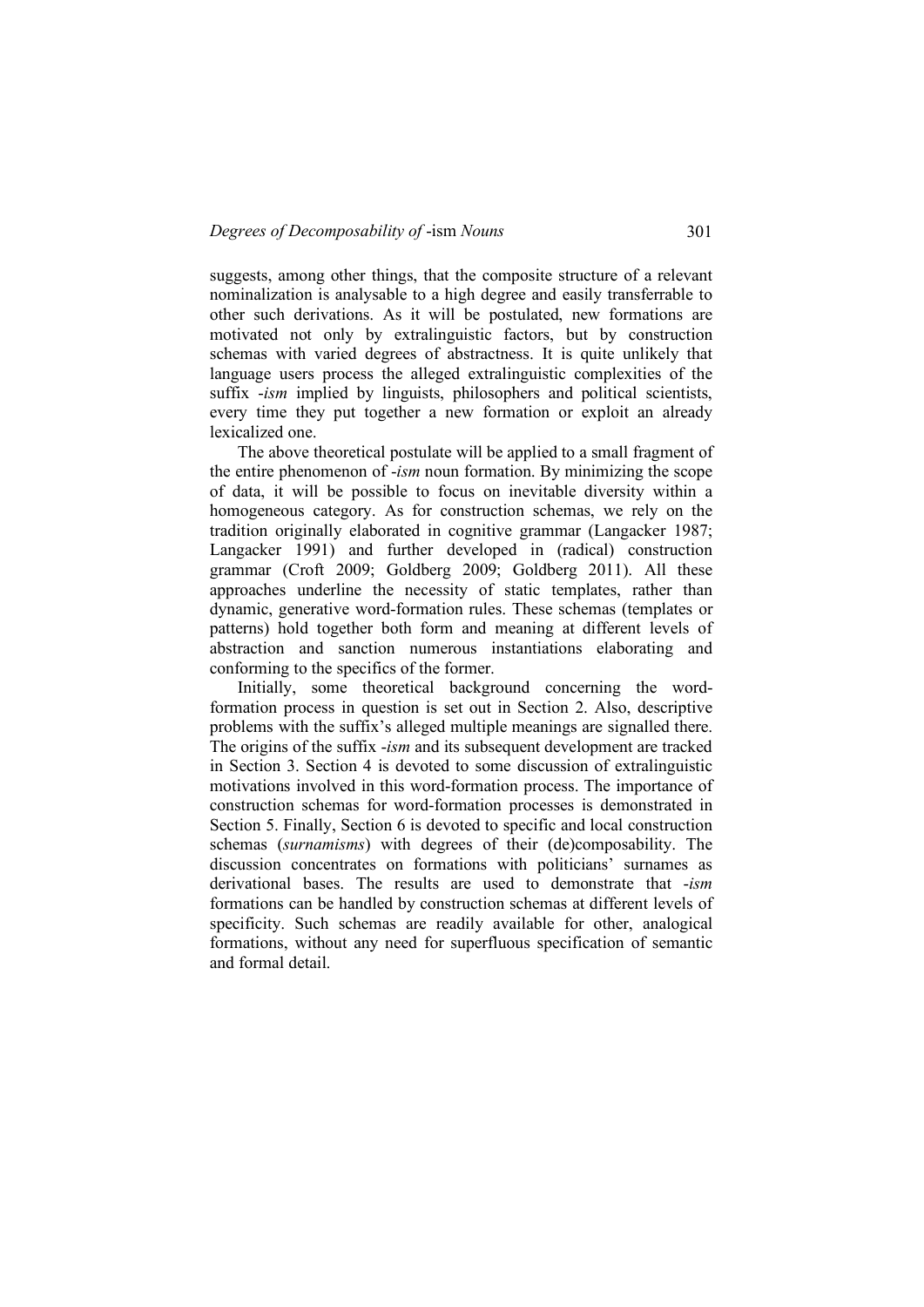suggests, among other things, that the composite structure of a relevant nominalization is analysable to a high degree and easily transferrable to other such derivations. As it will be postulated, new formations are motivated not only by extralinguistic factors, but by construction schemas with varied degrees of abstractness. It is quite unlikely that language users process the alleged extralinguistic complexities of the suffix *-ism* implied by linguists, philosophers and political scientists, every time they put together a new formation or exploit an already lexicalized one.

The above theoretical postulate will be applied to a small fragment of the entire phenomenon of *-ism* noun formation. By minimizing the scope of data, it will be possible to focus on inevitable diversity within a homogeneous category. As for construction schemas, we rely on the tradition originally elaborated in cognitive grammar (Langacker 1987; Langacker 1991) and further developed in (radical) construction grammar (Croft 2009; Goldberg 2009; Goldberg 2011). All these approaches underline the necessity of static templates, rather than dynamic, generative word-formation rules. These schemas (templates or patterns) hold together both form and meaning at different levels of abstraction and sanction numerous instantiations elaborating and conforming to the specifics of the former.

Initially, some theoretical background concerning the word-formation process in question is set out in Section 2. Also, descriptive problems with the suffix's alleged multiple meanings are signalled there. The origins of the suffix *-ism* and its subsequent development are tracked in Section 3. Section 4 is devoted to some discussion of extralinguistic motivations involved in this word-formation process. The importance of construction schemas for word-formation processes is demonstrated in Section 5. Finally, Section 6 is devoted to specific and local construction schemas (*surnamisms*) with degrees of their (de)composability. The discussion concentrates on formations with politicians' surnames as derivational bases. The results are used to demonstrate that *-ism* formations can be handled by construction schemas at different levels of specificity. Such schemas are readily available for other, analogical formations, without any need for superfluous specification of semantic and formal detail.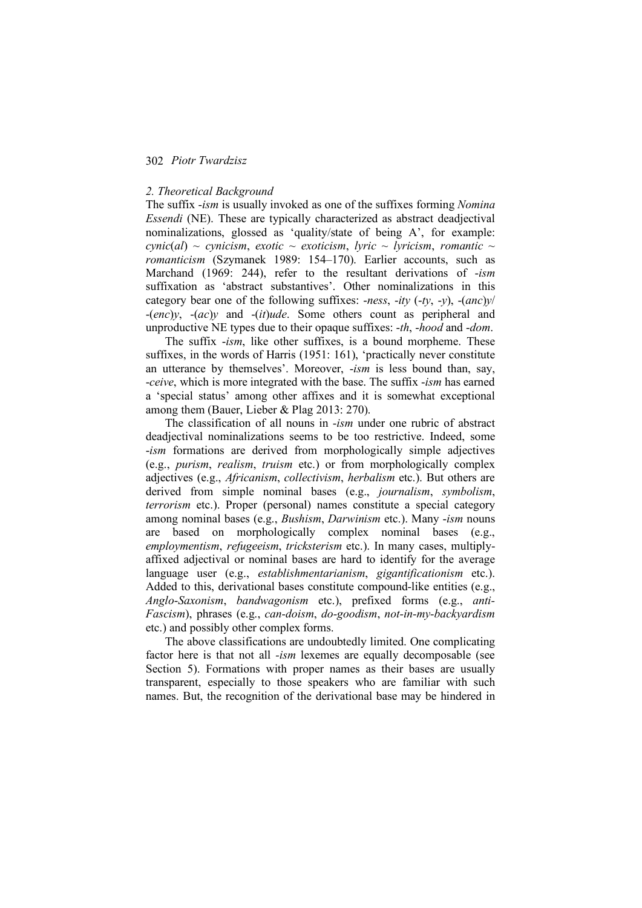*2. Theoretical Background*

The suffix *-ism* is usually invoked as one of the suffixes forming *Nomina Essendi* (NE). These are typically characterized as abstract deadjectival nominalizations, glossed as 'quality/state of being A', for example: *cynic*(*al*) ~ *cynicism*, *exotic* ~ *exoticism*, *lyric* ~ *lyricism*, *romantic* ~ *romanticism* (Szymanek 1989: 154–170). Earlier accounts, such as Marchand (1969: 244), refer to the resultant derivations of *-ism* suffixation as 'abstract substantives'. Other nominalizations in this category bear one of the following suffixes: *-ness*, *-ity* (*-ty*, *-y*), -(*anc*)*y*/-(*enc*)*y*, -(*ac*)*y* and -(*it*)*ude*. Some others count as peripheral and unproductive NE types due to their opaque suffixes: *-th*, *-hood* and *-dom*.

The suffix *-ism*, like other suffixes, is a bound morpheme. These suffixes, in the words of Harris (1951: 161), 'practically never constitute an utterance by themselves'. Moreover, *-ism* is less bound than, say, *-ceive*, which is more integrated with the base. The suffix *-ism* has earned a 'special status' among other affixes and it is somewhat exceptional among them (Bauer, Lieber & Plag 2013: 270).

The classification of all nouns in *-ism* under one rubric of abstract deadjectival nominalizations seems to be too restrictive. Indeed, some *-ism* formations are derived from morphologically simple adjectives (e.g., *purism*, *realism*, *truism* etc.) or from morphologically complex adjectives (e.g., *Africanism*, *collectivism*, *herbalism* etc.). But others are derived from simple nominal bases (e.g., *journalism*, *symbolism*, *terrorism* etc.). Proper (personal) names constitute a special category among nominal bases (e.g., *Bushism*, *Darwinism* etc.). Many *-ism* nouns are based on morphologically complex nominal bases (e.g., *employmentism*, *refugeeism*, *tricksterism* etc.). In many cases, multiply-affixed adjectival or nominal bases are hard to identify for the average language user (e.g., *establishmentarianism*, *gigantificationism* etc.). Added to this, derivational bases constitute compound-like entities (e.g., *Anglo-Saxonism*, *bandwagonism* etc.), prefixed forms (e.g., *anti-Fascism*), phrases (e.g., *can-doism*, *do-goodism*, *not-in-my-backyardism* etc.) and possibly other complex forms.

The above classifications are undoubtedly limited. One complicating factor here is that not all *-ism* lexemes are equally decomposable (see Section 5). Formations with proper names as their bases are usually transparent, especially to those speakers who are familiar with such names. But, the recognition of the derivational base may be hindered in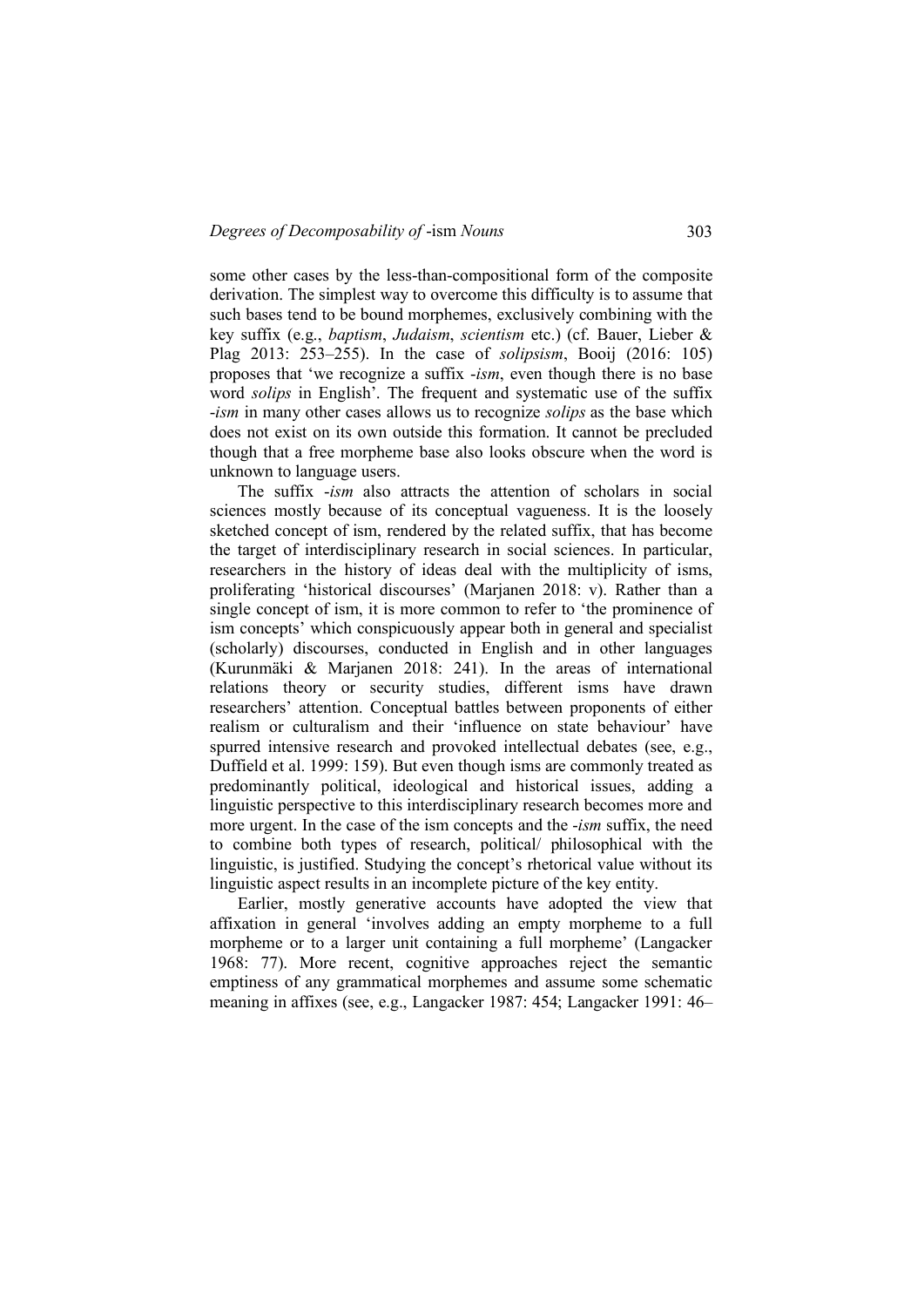some other cases by the less-than-compositional form of the composite derivation. The simplest way to overcome this difficulty is to assume that such bases tend to be bound morphemes, exclusively combining with the key suffix (e.g., *baptism*, *Judaism*, *scientism* etc.) (cf. Bauer, Lieber & Plag 2013: 253–255). In the case of *solipsism*, Booij (2016: 105) proposes that 'we recognize a suffix -*ism*, even though there is no base word *solips* in English'. The frequent and systematic use of the suffix -*ism* in many other cases allows us to recognize *solips* as the base which does not exist on its own outside this formation. It cannot be precluded though that a free morpheme base also looks obscure when the word is unknown to language users.

The suffix -*ism* also attracts the attention of scholars in social sciences mostly because of its conceptual vagueness. It is the loosely sketched concept of ism, rendered by the related suffix, that has become the target of interdisciplinary research in social sciences. In particular, researchers in the history of ideas deal with the multiplicity of isms, proliferating 'historical discourses' (Marjanen 2018: v). Rather than a single concept of ism, it is more common to refer to 'the prominence of ism concepts' which conspicuously appear both in general and specialist (scholarly) discourses, conducted in English and in other languages (Kurunmäki & Marjanen 2018: 241). In the areas of international relations theory or security studies, different isms have drawn researchers' attention. Conceptual battles between proponents of either realism or culturalism and their 'influence on state behaviour' have spurred intensive research and provoked intellectual debates (see, e.g., Duffield et al. 1999: 159). But even though isms are commonly treated as predominantly political, ideological and historical issues, adding a linguistic perspective to this interdisciplinary research becomes more and more urgent. In the case of the ism concepts and the -*ism* suffix, the need to combine both types of research, political/ philosophical with the linguistic, is justified. Studying the concept's rhetorical value without its linguistic aspect results in an incomplete picture of the key entity.

Earlier, mostly generative accounts have adopted the view that affixation in general 'involves adding an empty morpheme to a full morpheme or to a larger unit containing a full morpheme' (Langacker 1968: 77). More recent, cognitive approaches reject the semantic emptiness of any grammatical morphemes and assume some schematic meaning in affixes (see, e.g., Langacker 1987: 454; Langacker 1991: 46–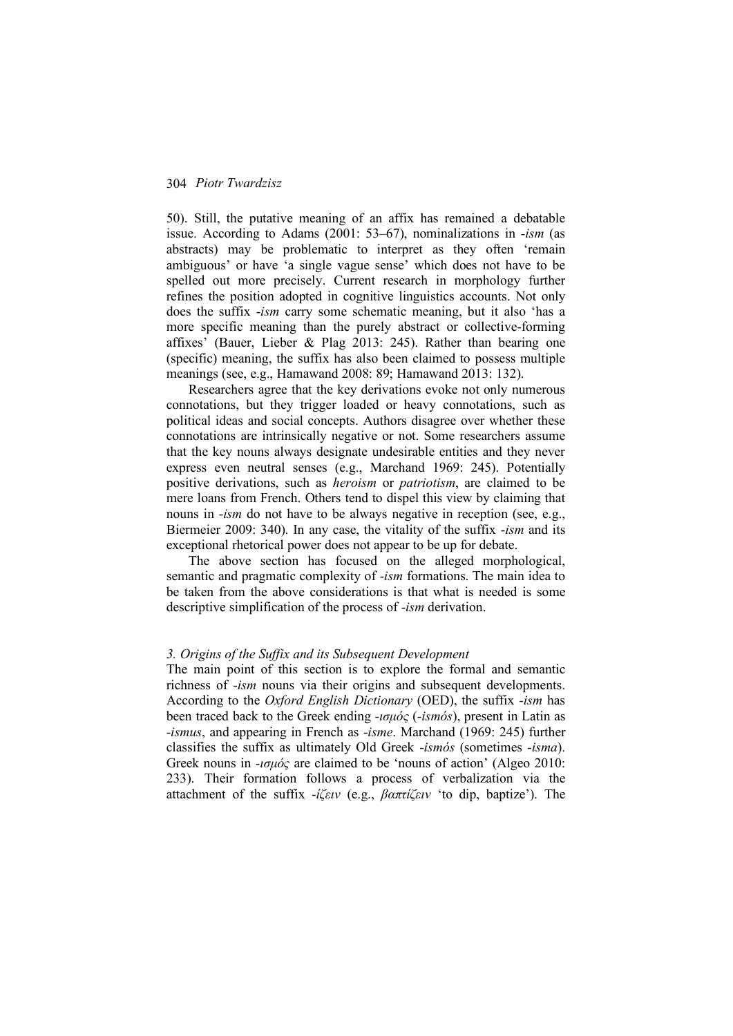50). Still, the putative meaning of an affix has remained a debatable issue. According to Adams (2001: 53–67), nominalizations in *-ism* (as abstracts) may be problematic to interpret as they often 'remain ambiguous' or have 'a single vague sense' which does not have to be spelled out more precisely. Current research in morphology further refines the position adopted in cognitive linguistics accounts. Not only does the suffix *-ism* carry some schematic meaning, but it also 'has a more specific meaning than the purely abstract or collective-forming affixes' (Bauer, Lieber & Plag 2013: 245). Rather than bearing one (specific) meaning, the suffix has also been claimed to possess multiple meanings (see, e.g., Hamawand 2008: 89; Hamawand 2013: 132).

Researchers agree that the key derivations evoke not only numerous connotations, but they trigger loaded or heavy connotations, such as political ideas and social concepts. Authors disagree over whether these connotations are intrinsically negative or not. Some researchers assume that the key nouns always designate undesirable entities and they never express even neutral senses (e.g., Marchand 1969: 245). Potentially positive derivations, such as *heroism* or *patriotism*, are claimed to be mere loans from French. Others tend to dispel this view by claiming that nouns in *-ism* do not have to be always negative in reception (see, e.g., Biermeier 2009: 340). In any case, the vitality of the suffix *-ism* and its exceptional rhetorical power does not appear to be up for debate.

The above section has focused on the alleged morphological, semantic and pragmatic complexity of *-ism* formations. The main idea to be taken from the above considerations is that what is needed is some descriptive simplification of the process of *-ism* derivation.

### *3. Origins of the Suffix and its Subsequent Development*

The main point of this section is to explore the formal and semantic richness of *-ism* nouns via their origins and subsequent developments. According to the *Oxford English Dictionary* (OED), the suffix *-ism* has been traced back to the Greek ending *-ισμός* (*-ismós*), present in Latin as *-ismus*, and appearing in French as *-isme*. Marchand (1969: 245) further classifies the suffix as ultimately Old Greek *-ismós* (sometimes *-isma*). Greek nouns in *-ισμός* are claimed to be 'nouns of action' (Algeo 2010: 233). Their formation follows a process of verbalization via the attachment of the suffix *-ίζειν* (e.g., *βαπτίζειν* 'to dip, baptize'). The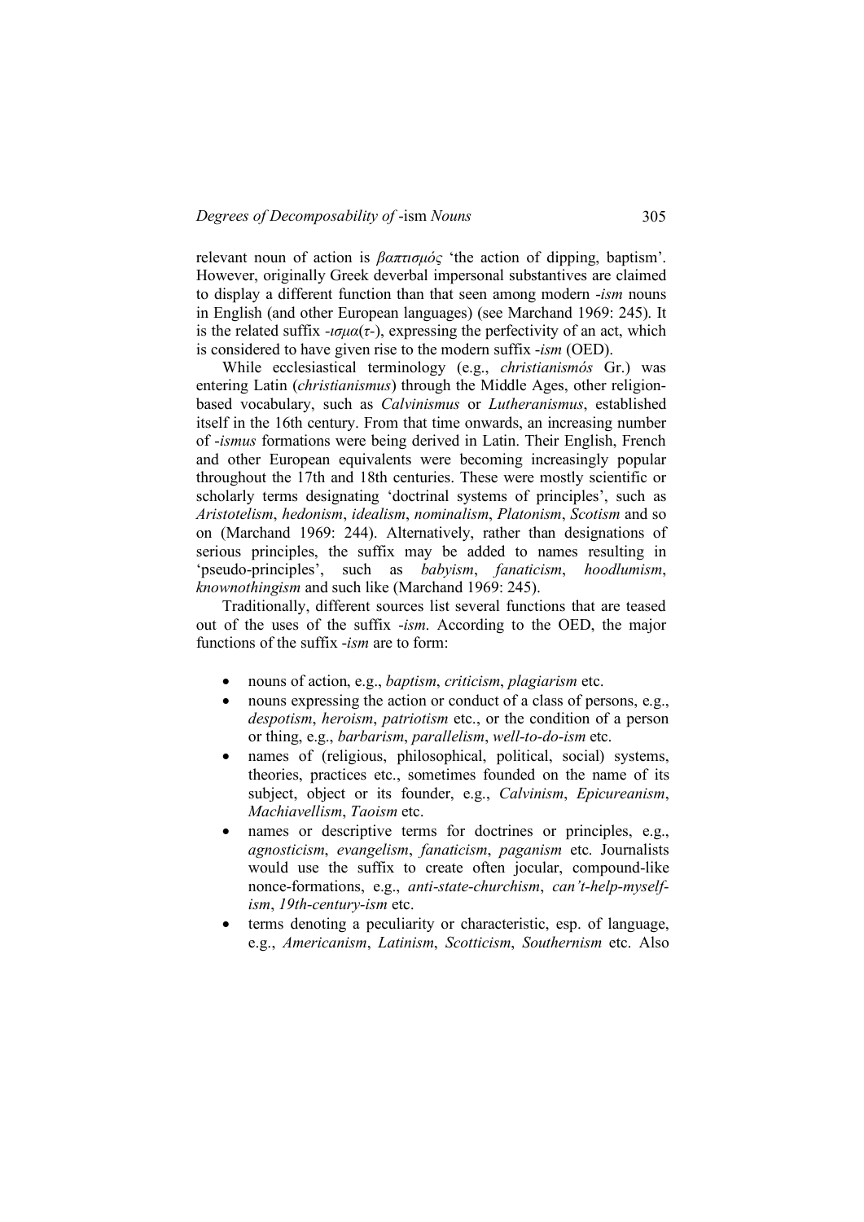relevant noun of action is *βαπτισμός* 'the action of dipping, baptism'. However, originally Greek deverbal impersonal substantives are claimed to display a different function than that seen among modern *-ism* nouns in English (and other European languages) (see Marchand 1969: 245). It is the related suffix *-ισμα(τ-)*, expressing the perfectivity of an act, which is considered to have given rise to the modern suffix *-ism* (OED).

While ecclesiastical terminology (e.g., *christianismós* Gr.) was entering Latin (*christianismus*) through the Middle Ages, other religion-based vocabulary, such as *Calvinismus* or *Lutheranismus*, established itself in the 16th century. From that time onwards, an increasing number of *-ismus* formations were being derived in Latin. Their English, French and other European equivalents were becoming increasingly popular throughout the 17th and 18th centuries. These were mostly scientific or scholarly terms designating 'doctrinal systems of principles', such as *Aristotelism*, *hedonism*, *idealism*, *nominalism*, *Platonism*, *Scotism* and so on (Marchand 1969: 244). Alternatively, rather than designations of serious principles, the suffix may be added to names resulting in 'pseudo-principles', such as *babyism*, *fanaticism*, *hoodlumism*, *knownothingism* and such like (Marchand 1969: 245).

Traditionally, different sources list several functions that are teased out of the uses of the suffix *-ism*. According to the OED, the major functions of the suffix *-ism* are to form:

- nouns of action, e.g., *baptism*, *criticism*, *plagiarism* etc.
- nouns expressing the action or conduct of a class of persons, e.g., *despotism*, *heroism*, *patriotism* etc., or the condition of a person or thing, e.g., *barbarism*, *parallelism*, *well-to-do-ism* etc.
- names of (religious, philosophical, political, social) systems, theories, practices etc., sometimes founded on the name of its subject, object or its founder, e.g., *Calvinism*, *Epicureanism*, *Machiavellism*, *Taoism* etc.
- names or descriptive terms for doctrines or principles, e.g., *agnosticism*, *evangelism*, *fanaticism*, *paganism* etc. Journalists would use the suffix to create often jocular, compound-like nonce-formations, e.g., *anti-state-churchism*, *can't-help-myself-ism*, *19th-century-ism* etc.
- terms denoting a peculiarity or characteristic, esp. of language, e.g., *Americanism*, *Latinism*, *Scotticism*, *Southernism* etc. Also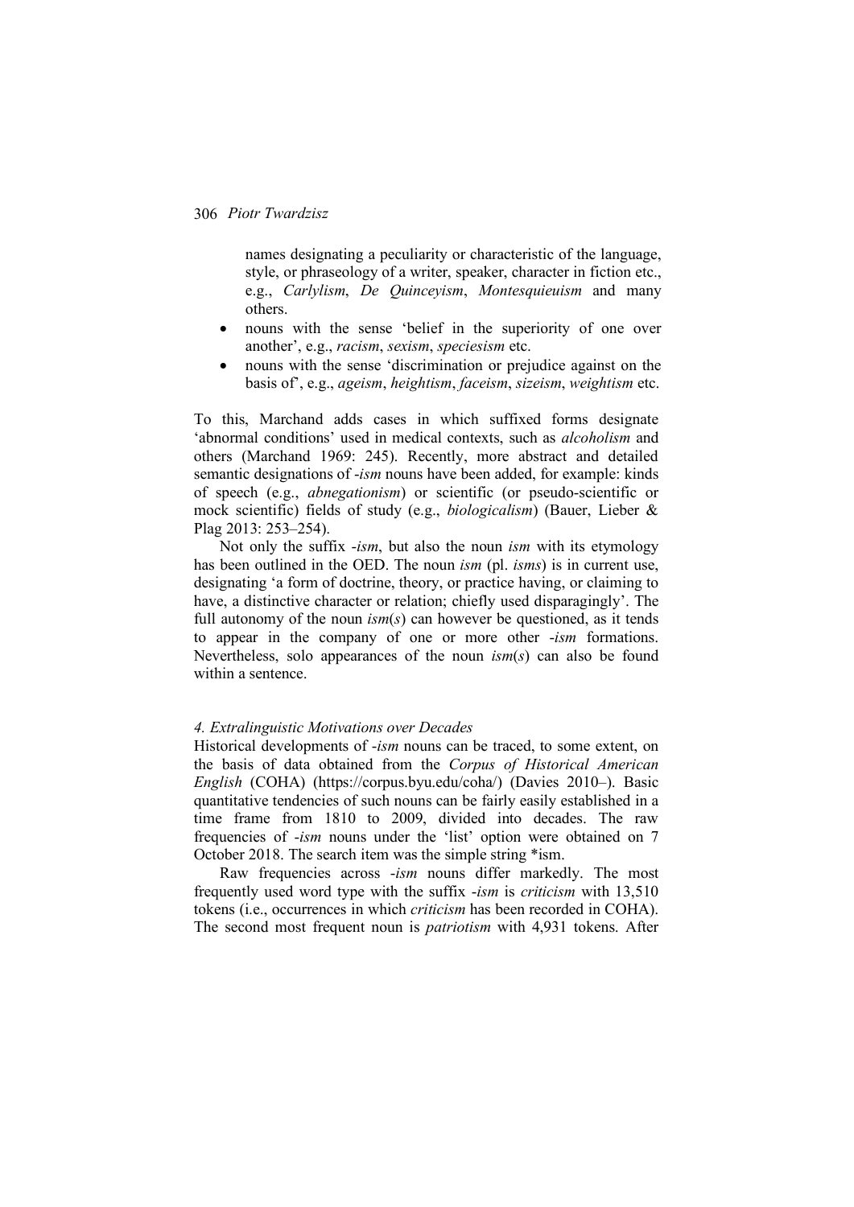names designating a peculiarity or characteristic of the language, style, or phraseology of a writer, speaker, character in fiction etc., e.g., *Carlylism*, *De Quinceyism*, *Montesquieuism* and many others.

- nouns with the sense 'belief in the superiority of one over another', e.g., *racism*, *sexism*, *speciesism* etc.
- nouns with the sense 'discrimination or prejudice against on the basis of', e.g., *ageism*, *heightism*, *faceism*, *sizeism*, *weightism* etc.

To this, Marchand adds cases in which suffixed forms designate 'abnormal conditions' used in medical contexts, such as *alcoholism* and others (Marchand 1969: 245). Recently, more abstract and detailed semantic designations of -*ism* nouns have been added, for example: kinds of speech (e.g., *abnegationism*) or scientific (or pseudo-scientific or mock scientific) fields of study (e.g., *biologicalism*) (Bauer, Lieber & Plag 2013: 253–254).

Not only the suffix -*ism*, but also the noun *ism* with its etymology has been outlined in the OED. The noun *ism* (pl. *isms*) is in current use, designating 'a form of doctrine, theory, or practice having, or claiming to have, a distinctive character or relation; chiefly used disparagingly'. The full autonomy of the noun *ism*(*s*) can however be questioned, as it tends to appear in the company of one or more other -*ism* formations. Nevertheless, solo appearances of the noun *ism*(*s*) can also be found within a sentence.

#### *4. Extralinguistic Motivations over Decades*

Historical developments of -*ism* nouns can be traced, to some extent, on the basis of data obtained from the *Corpus of Historical American English* (COHA) (https://corpus.byu.edu/coha/) (Davies 2010–). Basic quantitative tendencies of such nouns can be fairly easily established in a time frame from 1810 to 2009, divided into decades. The raw frequencies of -*ism* nouns under the 'list' option were obtained on 7 October 2018. The search item was the simple string *ism.

Raw frequencies across -*ism* nouns differ markedly. The most frequently used word type with the suffix -*ism* is *criticism* with 13,510 tokens (i.e., occurrences in which *criticism* has been recorded in COHA). The second most frequent noun is *patriotism* with 4,931 tokens. After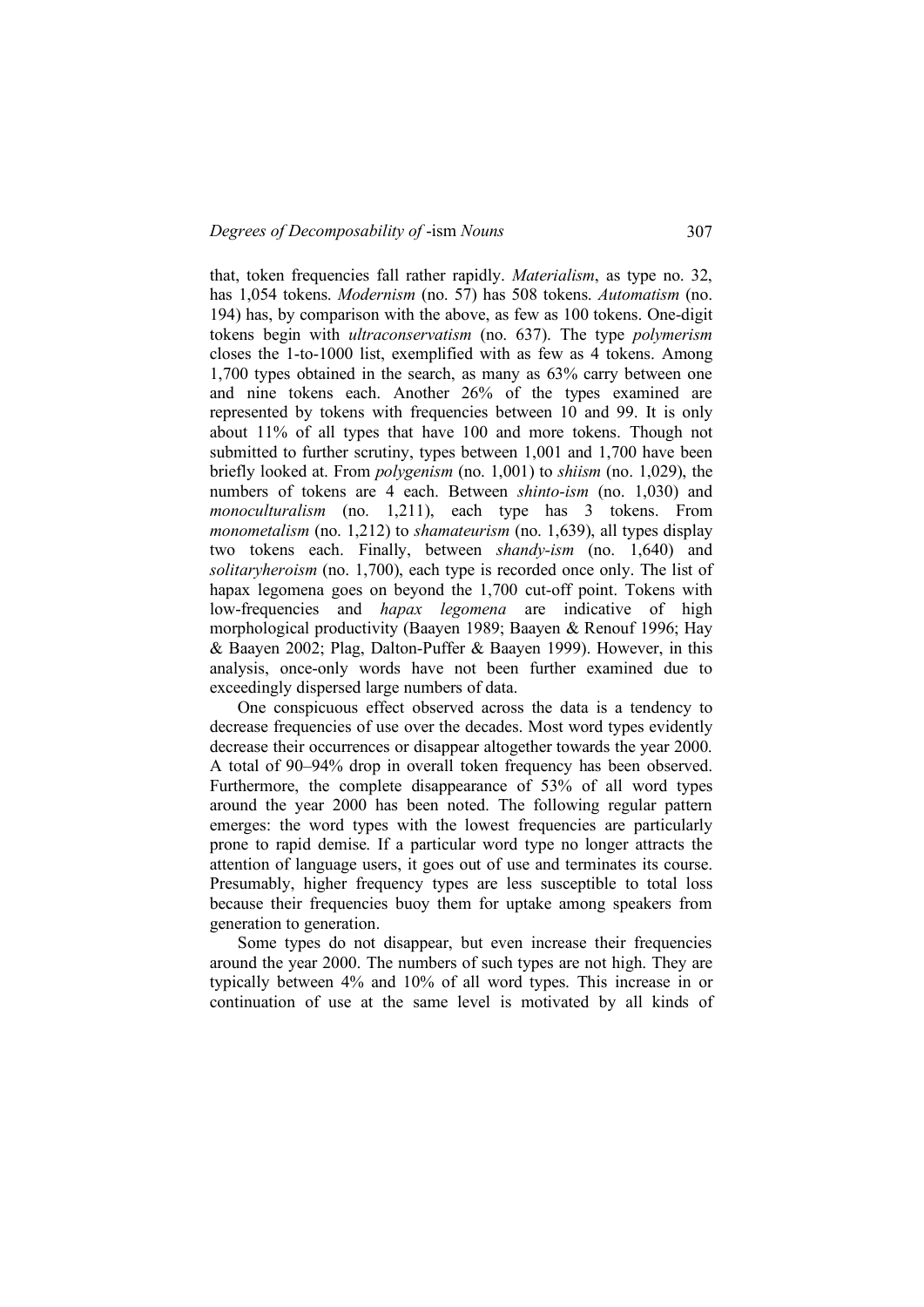that, token frequencies fall rather rapidly. *Materialism*, as type no. 32, has 1,054 tokens. *Modernism* (no. 57) has 508 tokens. *Automatism* (no. 194) has, by comparison with the above, as few as 100 tokens. One-digit tokens begin with *ultraconservatism* (no. 637). The type *polymerism* closes the 1-to-1000 list, exemplified with as few as 4 tokens. Among 1,700 types obtained in the search, as many as 63% carry between one and nine tokens each. Another 26% of the types examined are represented by tokens with frequencies between 10 and 99. It is only about 11% of all types that have 100 and more tokens. Though not submitted to further scrutiny, types between 1,001 and 1,700 have been briefly looked at. From *polygenism* (no. 1,001) to *shiism* (no. 1,029), the numbers of tokens are 4 each. Between *shinto-ism* (no. 1,030) and *monoculturalism* (no. 1,211), each type has 3 tokens. From *monometalism* (no. 1,212) to *shamateurism* (no. 1,639), all types display two tokens each. Finally, between *shandy-ism* (no. 1,640) and *solitaryheroism* (no. 1,700), each type is recorded once only. The list of hapax legomena goes on beyond the 1,700 cut-off point. Tokens with low-frequencies and *hapax legomena* are indicative of high morphological productivity (Baayen 1989; Baayen & Renouf 1996; Hay & Baayen 2002; Plag, Dalton-Puffer & Baayen 1999). However, in this analysis, once-only words have not been further examined due to exceedingly dispersed large numbers of data.

One conspicuous effect observed across the data is a tendency to decrease frequencies of use over the decades. Most word types evidently decrease their occurrences or disappear altogether towards the year 2000. A total of 90–94% drop in overall token frequency has been observed. Furthermore, the complete disappearance of 53% of all word types around the year 2000 has been noted. The following regular pattern emerges: the word types with the lowest frequencies are particularly prone to rapid demise. If a particular word type no longer attracts the attention of language users, it goes out of use and terminates its course. Presumably, higher frequency types are less susceptible to total loss because their frequencies buoy them for uptake among speakers from generation to generation.

Some types do not disappear, but even increase their frequencies around the year 2000. The numbers of such types are not high. They are typically between 4% and 10% of all word types. This increase in or continuation of use at the same level is motivated by all kinds of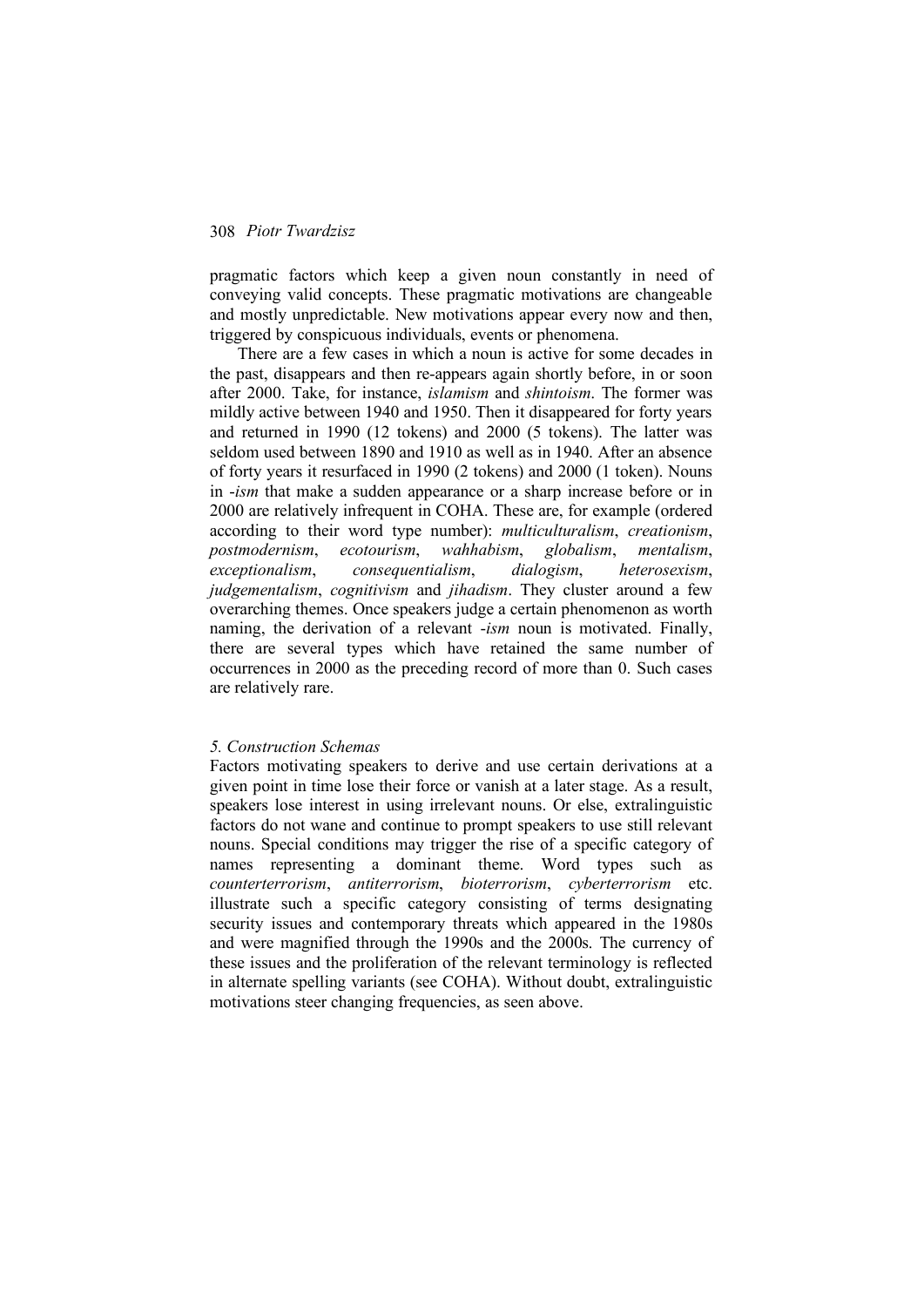pragmatic factors which keep a given noun constantly in need of conveying valid concepts. These pragmatic motivations are changeable and mostly unpredictable. New motivations appear every now and then, triggered by conspicuous individuals, events or phenomena.

There are a few cases in which a noun is active for some decades in the past, disappears and then re-appears again shortly before, in or soon after 2000. Take, for instance, *islamism* and *shintoism*. The former was mildly active between 1940 and 1950. Then it disappeared for forty years and returned in 1990 (12 tokens) and 2000 (5 tokens). The latter was seldom used between 1890 and 1910 as well as in 1940. After an absence of forty years it resurfaced in 1990 (2 tokens) and 2000 (1 token). Nouns in *-ism* that make a sudden appearance or a sharp increase before or in 2000 are relatively infrequent in COHA. These are, for example (ordered according to their word type number): *multiculturalism*, *creationism*, *postmodernism*, *ecotourism*, *wahhabism*, *globalism*, *mentalism*, *exceptionalism*, *consequentialism*, *dialogism*, *heterosexism*, *judgementalism*, *cognitivism* and *jihadism*. They cluster around a few overarching themes. Once speakers judge a certain phenomenon as worth naming, the derivation of a relevant *-ism* noun is motivated. Finally, there are several types which have retained the same number of occurrences in 2000 as the preceding record of more than 0. Such cases are relatively rare.

### *5. Construction Schemas*

Factors motivating speakers to derive and use certain derivations at a given point in time lose their force or vanish at a later stage. As a result, speakers lose interest in using irrelevant nouns. Or else, extralinguistic factors do not wane and continue to prompt speakers to use still relevant nouns. Special conditions may trigger the rise of a specific category of names representing a dominant theme. Word types such as *counterterrorism*, *antiterrorism*, *bioterrorism*, *cyberterrorism* etc. illustrate such a specific category consisting of terms designating security issues and contemporary threats which appeared in the 1980s and were magnified through the 1990s and the 2000s. The currency of these issues and the proliferation of the relevant terminology is reflected in alternate spelling variants (see COHA). Without doubt, extralinguistic motivations steer changing frequencies, as seen above.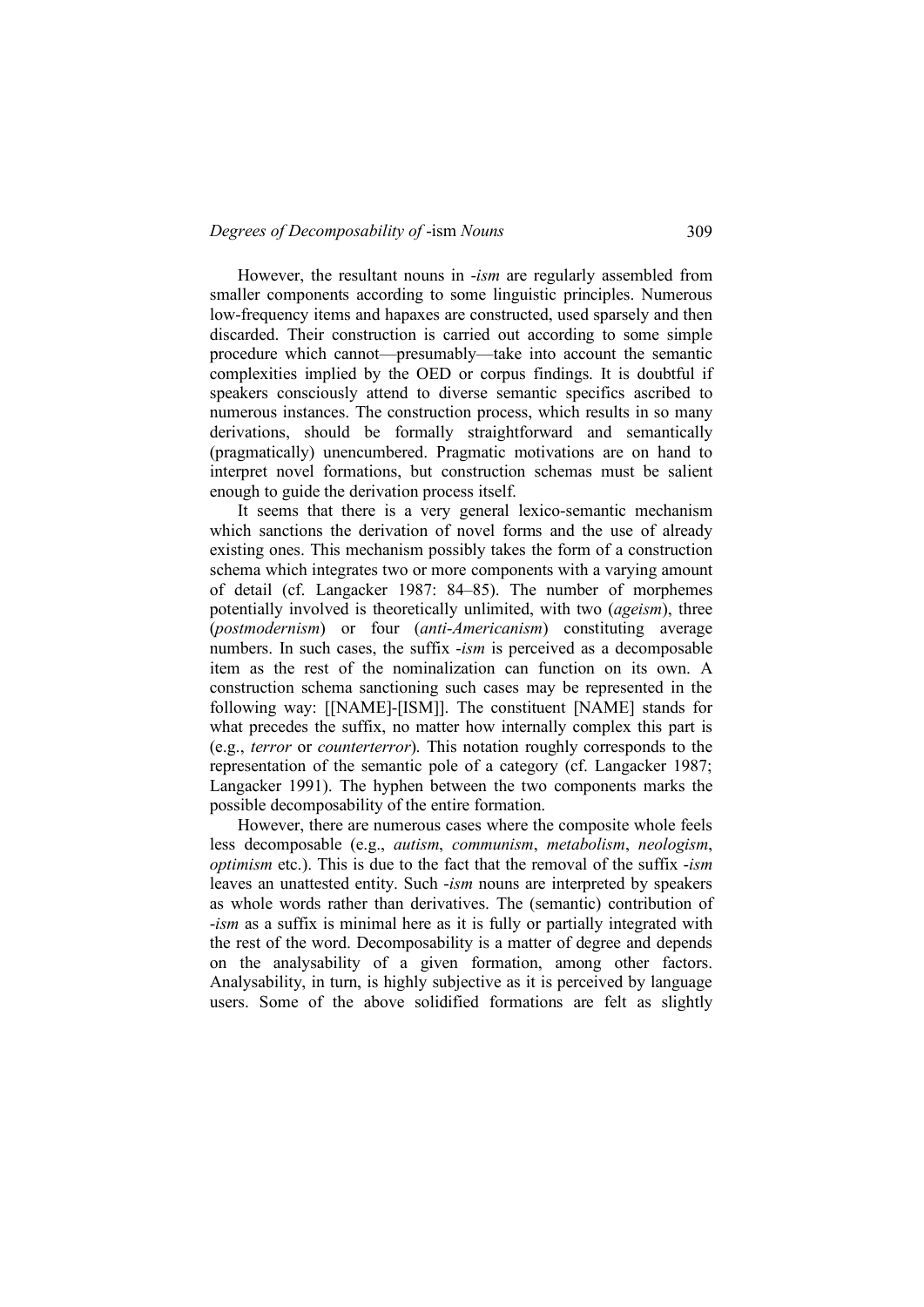However, the resultant nouns in *-ism* are regularly assembled from smaller components according to some linguistic principles. Numerous low-frequency items and hapaxes are constructed, used sparsely and then discarded. Their construction is carried out according to some simple procedure which cannot—presumably—take into account the semantic complexities implied by the OED or corpus findings. It is doubtful if speakers consciously attend to diverse semantic specifics ascribed to numerous instances. The construction process, which results in so many derivations, should be formally straightforward and semantically (pragmatically) unencumbered. Pragmatic motivations are on hand to interpret novel formations, but construction schemas must be salient enough to guide the derivation process itself.

It seems that there is a very general lexico-semantic mechanism which sanctions the derivation of novel forms and the use of already existing ones. This mechanism possibly takes the form of a construction schema which integrates two or more components with a varying amount of detail (cf. Langacker 1987: 84–85). The number of morphemes potentially involved is theoretically unlimited, with two (*ageism*), three (*postmodernism*) or four (*anti-Americanism*) constituting average numbers. In such cases, the suffix *-ism* is perceived as a decomposable item as the rest of the nominalization can function on its own. A construction schema sanctioning such cases may be represented in the following way: [[NAME]-[ISM]]. The constituent [NAME] stands for what precedes the suffix, no matter how internally complex this part is (e.g., *terror* or *counterterror*). This notation roughly corresponds to the representation of the semantic pole of a category (cf. Langacker 1987; Langacker 1991). The hyphen between the two components marks the possible decomposability of the entire formation.

However, there are numerous cases where the composite whole feels less decomposable (e.g., *autism*, *communism*, *metabolism*, *neologism*, *optimism* etc.). This is due to the fact that the removal of the suffix *-ism* leaves an unattested entity. Such *-ism* nouns are interpreted by speakers as whole words rather than derivatives. The (semantic) contribution of *-ism* as a suffix is minimal here as it is fully or partially integrated with the rest of the word. Decomposability is a matter of degree and depends on the analysability of a given formation, among other factors. Analysability, in turn, is highly subjective as it is perceived by language users. Some of the above solidified formations are felt as slightly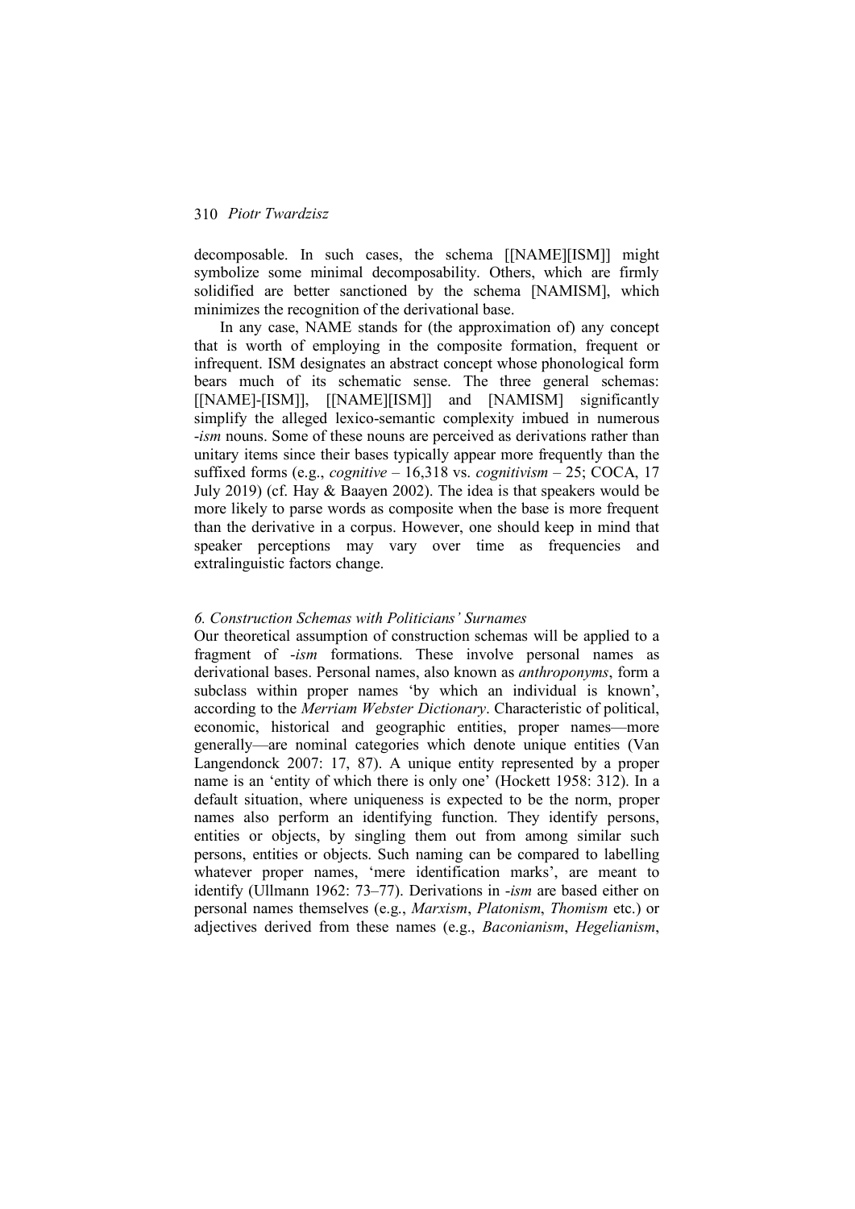decomposable. In such cases, the schema [[NAME][ISM]] might symbolize some minimal decomposability. Others, which are firmly solidified are better sanctioned by the schema [NAMISM], which minimizes the recognition of the derivational base.

In any case, NAME stands for (the approximation of) any concept that is worth of employing in the composite formation, frequent or infrequent. ISM designates an abstract concept whose phonological form bears much of its schematic sense. The three general schemas: [[NAME]-[ISM]], [[NAME][ISM]] and [NAMISM] significantly simplify the alleged lexico-semantic complexity imbued in numerous *-ism* nouns. Some of these nouns are perceived as derivations rather than unitary items since their bases typically appear more frequently than the suffixed forms (e.g., *cognitive* – 16,318 vs. *cognitivism* – 25; COCA, 17 July 2019) (cf. Hay & Baayen 2002). The idea is that speakers would be more likely to parse words as composite when the base is more frequent than the derivative in a corpus. However, one should keep in mind that speaker perceptions may vary over time as frequencies and extralinguistic factors change.

### *6. Construction Schemas with Politicians' Surnames*

Our theoretical assumption of construction schemas will be applied to a fragment of *-ism* formations. These involve personal names as derivational bases. Personal names, also known as *anthroponyms*, form a subclass within proper names 'by which an individual is known', according to the *Merriam Webster Dictionary*. Characteristic of political, economic, historical and geographic entities, proper names—more generally—are nominal categories which denote unique entities (Van Langendonck 2007: 17, 87). A unique entity represented by a proper name is an 'entity of which there is only one' (Hockett 1958: 312). In a default situation, where uniqueness is expected to be the norm, proper names also perform an identifying function. They identify persons, entities or objects, by singling them out from among similar such persons, entities or objects. Such naming can be compared to labelling whatever proper names, 'mere identification marks', are meant to identify (Ullmann 1962: 73–77). Derivations in *-ism* are based either on personal names themselves (e.g., *Marxism*, *Platonism*, *Thomism* etc.) or adjectives derived from these names (e.g., *Baconianism*, *Hegelianism*,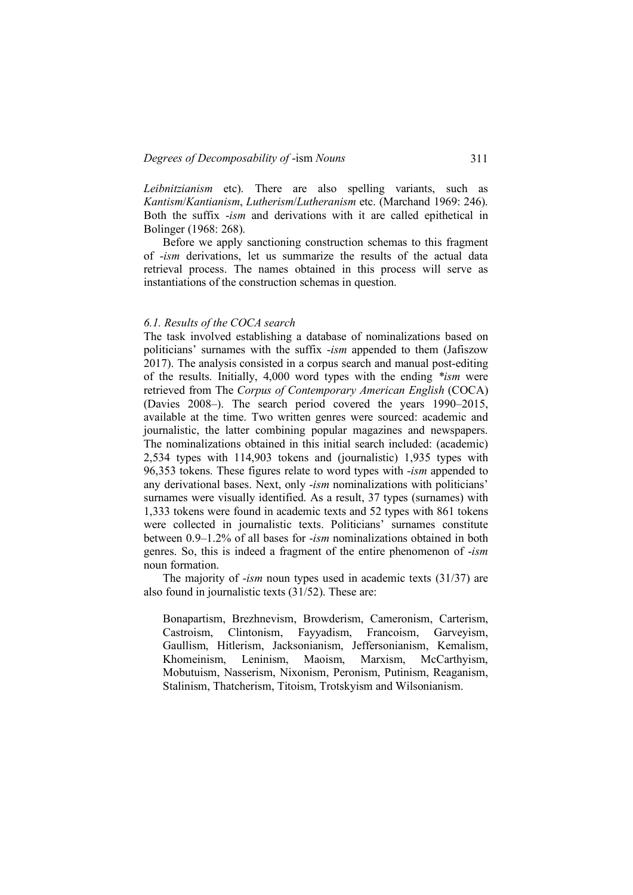*Leibnitzianism* etc). There are also spelling variants, such as *Kantism*/*Kantianism*, *Lutherism*/*Lutheranism* etc. (Marchand 1969: 246). Both the suffix *-ism* and derivations with it are called epithetical in Bolinger (1968: 268).

Before we apply sanctioning construction schemas to this fragment of *-ism* derivations, let us summarize the results of the actual data retrieval process. The names obtained in this process will serve as instantiations of the construction schemas in question.

### *6.1. Results of the COCA search*

The task involved establishing a database of nominalizations based on politicians' surnames with the suffix *-ism* appended to them (Jafiszow 2017). The analysis consisted in a corpus search and manual post-editing of the results. Initially, 4,000 word types with the ending *\*ism* were retrieved from The *Corpus of Contemporary American English* (COCA) (Davies 2008–). The search period covered the years 1990–2015, available at the time. Two written genres were sourced: academic and journalistic, the latter combining popular magazines and newspapers. The nominalizations obtained in this initial search included: (academic) 2,534 types with 114,903 tokens and (journalistic) 1,935 types with 96,353 tokens. These figures relate to word types with *-ism* appended to any derivational bases. Next, only *-ism* nominalizations with politicians' surnames were visually identified. As a result, 37 types (surnames) with 1,333 tokens were found in academic texts and 52 types with 861 tokens were collected in journalistic texts. Politicians' surnames constitute between 0.9–1.2% of all bases for *-ism* nominalizations obtained in both genres. So, this is indeed a fragment of the entire phenomenon of *-ism* noun formation.

The majority of *-ism* noun types used in academic texts (31/37) are also found in journalistic texts (31/52). These are:

> Bonapartism, Brezhnevism, Browderism, Cameronism, Carterism, Castroism, Clintonism, Fayyadism, Francoism, Garveyism, Gaullism, Hitlerism, Jacksonianism, Jeffersonianism, Kemalism, Khomeinism, Leninism, Maoism, Marxism, McCarthyism, Mobutuism, Nasserism, Nixonism, Peronism, Putinism, Reaganism, Stalinism, Thatcherism, Titoism, Trotskyism and Wilsonianism.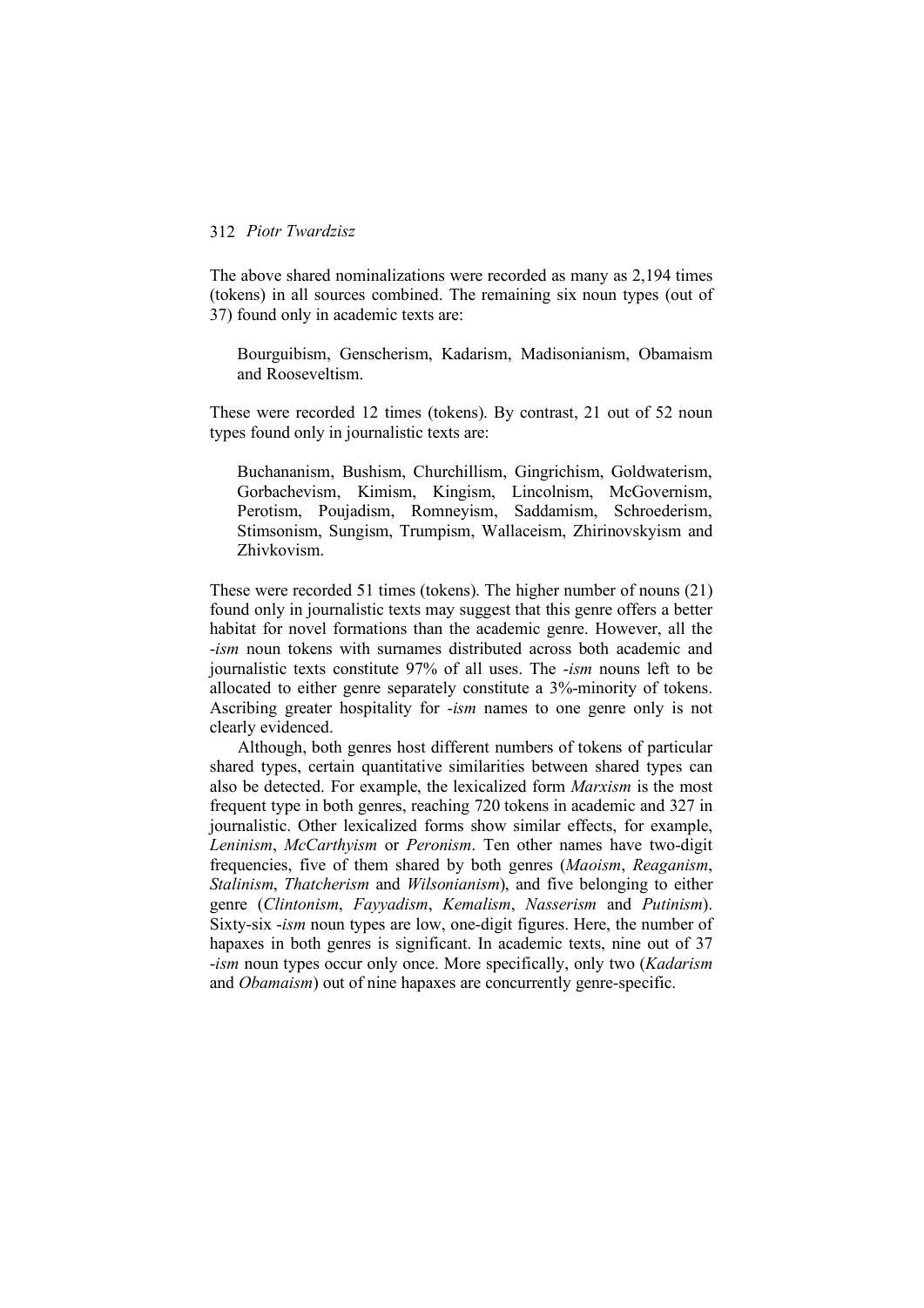The above shared nominalizations were recorded as many as 2,194 times (tokens) in all sources combined. The remaining six noun types (out of 37) found only in academic texts are:

> Bourguibism, Genscherism, Kadarism, Madisonianism, Obamaism and Rooseveltism.

These were recorded 12 times (tokens). By contrast, 21 out of 52 noun types found only in journalistic texts are:

> Buchananism, Bushism, Churchillism, Gingrichism, Goldwaterism, Gorbachevism, Kimism, Kingism, Lincolnism, McGovernism, Perotism, Poujadism, Romneyism, Saddamism, Schroederism, Stimsonism, Sungism, Trumpism, Wallaceism, Zhirinovskyism and Zhivkovism.

These were recorded 51 times (tokens). The higher number of nouns (21) found only in journalistic texts may suggest that this genre offers a better habitat for novel formations than the academic genre. However, all the *-ism* noun tokens with surnames distributed across both academic and journalistic texts constitute 97% of all uses. The *-ism* nouns left to be allocated to either genre separately constitute a 3%-minority of tokens. Ascribing greater hospitality for *-ism* names to one genre only is not clearly evidenced.

Although, both genres host different numbers of tokens of particular shared types, certain quantitative similarities between shared types can also be detected. For example, the lexicalized form *Marxism* is the most frequent type in both genres, reaching 720 tokens in academic and 327 in journalistic. Other lexicalized forms show similar effects, for example, *Leninism*, *McCarthyism* or *Peronism*. Ten other names have two-digit frequencies, five of them shared by both genres (*Maoism*, *Reaganism*, *Stalinism*, *Thatcherism* and *Wilsonianism*), and five belonging to either genre (*Clintonism*, *Fayyadism*, *Kemalism*, *Nasserism* and *Putinism*). Sixty-six *-ism* noun types are low, one-digit figures. Here, the number of hapaxes in both genres is significant. In academic texts, nine out of 37 *-ism* noun types occur only once. More specifically, only two (*Kadarism* and *Obamaism*) out of nine hapaxes are concurrently genre-specific.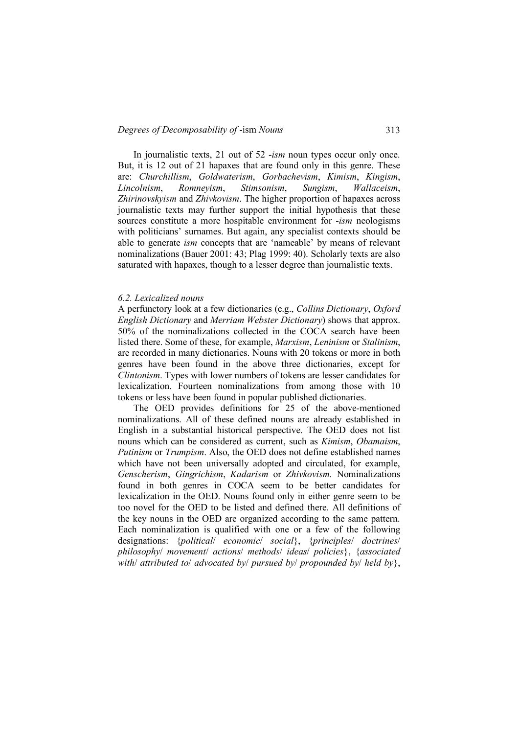In journalistic texts, 21 out of 52 *-ism* noun types occur only once. But, it is 12 out of 21 hapaxes that are found only in this genre. These are: *Churchillism*, *Goldwaterism*, *Gorbachevism*, *Kimism*, *Kingism*, *Lincolnism*, *Romneyism*, *Stimsonism*, *Sungism*, *Wallaceism*, *Zhirinovskyism* and *Zhivkovism*. The higher proportion of hapaxes across journalistic texts may further support the initial hypothesis that these sources constitute a more hospitable environment for *-ism* neologisms with politicians' surnames. But again, any specialist contexts should be able to generate *ism* concepts that are 'nameable' by means of relevant nominalizations (Bauer 2001: 43; Plag 1999: 40). Scholarly texts are also saturated with hapaxes, though to a lesser degree than journalistic texts.

### *6.2. Lexicalized nouns*

A perfunctory look at a few dictionaries (e.g., *Collins Dictionary*, *Oxford English Dictionary* and *Merriam Webster Dictionary*) shows that approx. 50% of the nominalizations collected in the COCA search have been listed there. Some of these, for example, *Marxism*, *Leninism* or *Stalinism*, are recorded in many dictionaries. Nouns with 20 tokens or more in both genres have been found in the above three dictionaries, except for *Clintonism*. Types with lower numbers of tokens are lesser candidates for lexicalization. Fourteen nominalizations from among those with 10 tokens or less have been found in popular published dictionaries.

The OED provides definitions for 25 of the above-mentioned nominalizations. All of these defined nouns are already established in English in a substantial historical perspective. The OED does not list nouns which can be considered as current, such as *Kimism*, *Obamaism*, *Putinism* or *Trumpism*. Also, the OED does not define established names which have not been universally adopted and circulated, for example, *Genscherism*, *Gingrichism*, *Kadarism* or *Zhivkovism*. Nominalizations found in both genres in COCA seem to be better candidates for lexicalization in the OED. Nouns found only in either genre seem to be too novel for the OED to be listed and defined there. All definitions of the key nouns in the OED are organized according to the same pattern. Each nominalization is qualified with one or a few of the following designations: {*political*/ *economic*/ *social*}, {*principles*/ *doctrines*/ *philosophy*/ *movement*/ *actions*/ *methods*/ *ideas*/ *policies*}, {*associated with*/ *attributed to*/ *advocated by*/ *pursued by*/ *propounded by*/ *held by*},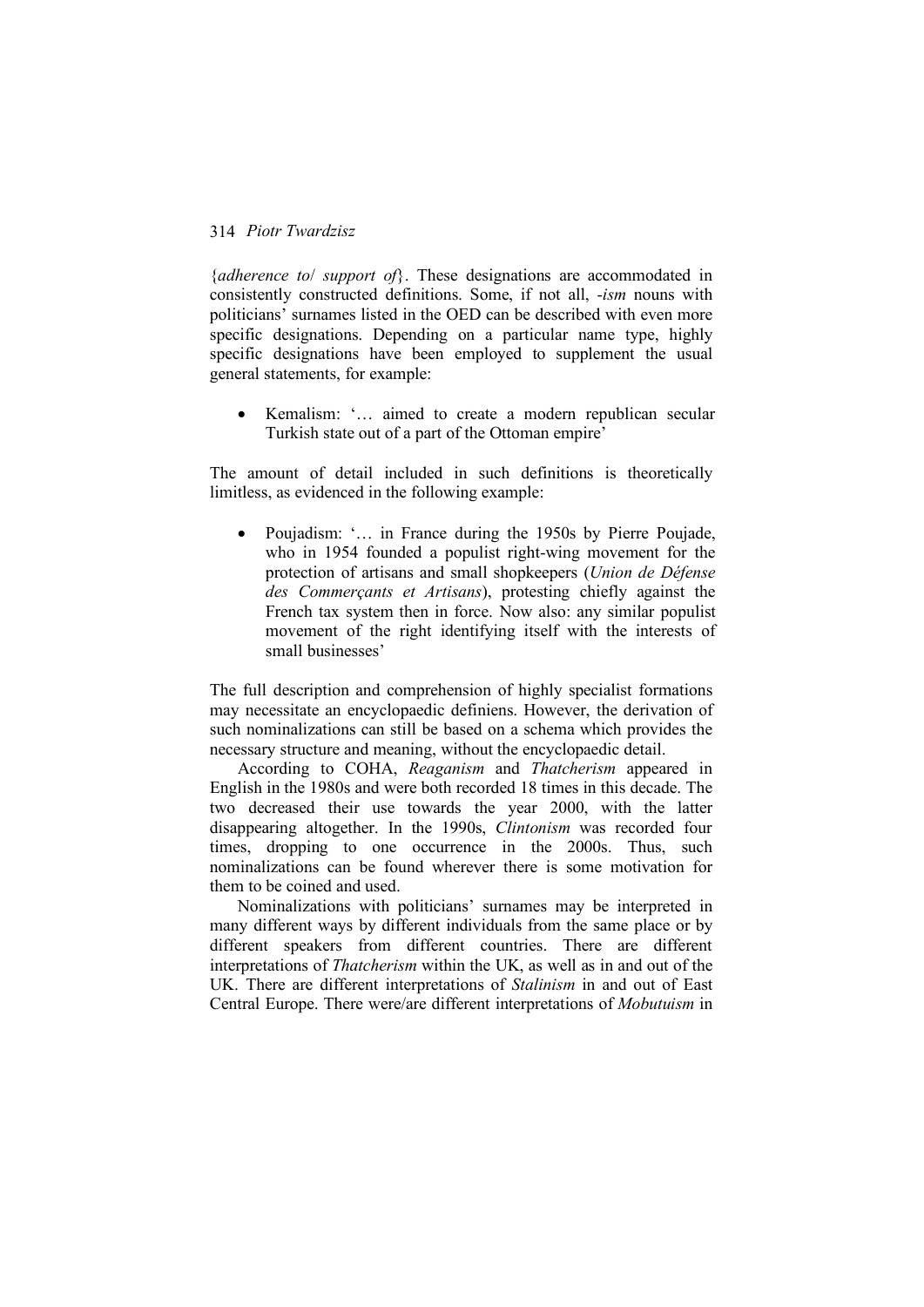{*adherence to*/ *support of*}. These designations are accommodated in consistently constructed definitions. Some, if not all, *-ism* nouns with politicians' surnames listed in the OED can be described with even more specific designations. Depending on a particular name type, highly specific designations have been employed to supplement the usual general statements, for example:

- Kemalism: '… aimed to create a modern republican secular Turkish state out of a part of the Ottoman empire'

The amount of detail included in such definitions is theoretically limitless, as evidenced in the following example:

- Poujadism: '… in France during the 1950s by Pierre Poujade, who in 1954 founded a populist right-wing movement for the protection of artisans and small shopkeepers (*Union de Défense des Commerçants et Artisans*), protesting chiefly against the French tax system then in force. Now also: any similar populist movement of the right identifying itself with the interests of small businesses'

The full description and comprehension of highly specialist formations may necessitate an encyclopaedic definiens. However, the derivation of such nominalizations can still be based on a schema which provides the necessary structure and meaning, without the encyclopaedic detail.

According to COHA, *Reaganism* and *Thatcherism* appeared in English in the 1980s and were both recorded 18 times in this decade. The two decreased their use towards the year 2000, with the latter disappearing altogether. In the 1990s, *Clintonism* was recorded four times, dropping to one occurrence in the 2000s. Thus, such nominalizations can be found wherever there is some motivation for them to be coined and used.

Nominalizations with politicians' surnames may be interpreted in many different ways by different individuals from the same place or by different speakers from different countries. There are different interpretations of *Thatcherism* within the UK, as well as in and out of the UK. There are different interpretations of *Stalinism* in and out of East Central Europe. There were/are different interpretations of *Mobutuism* in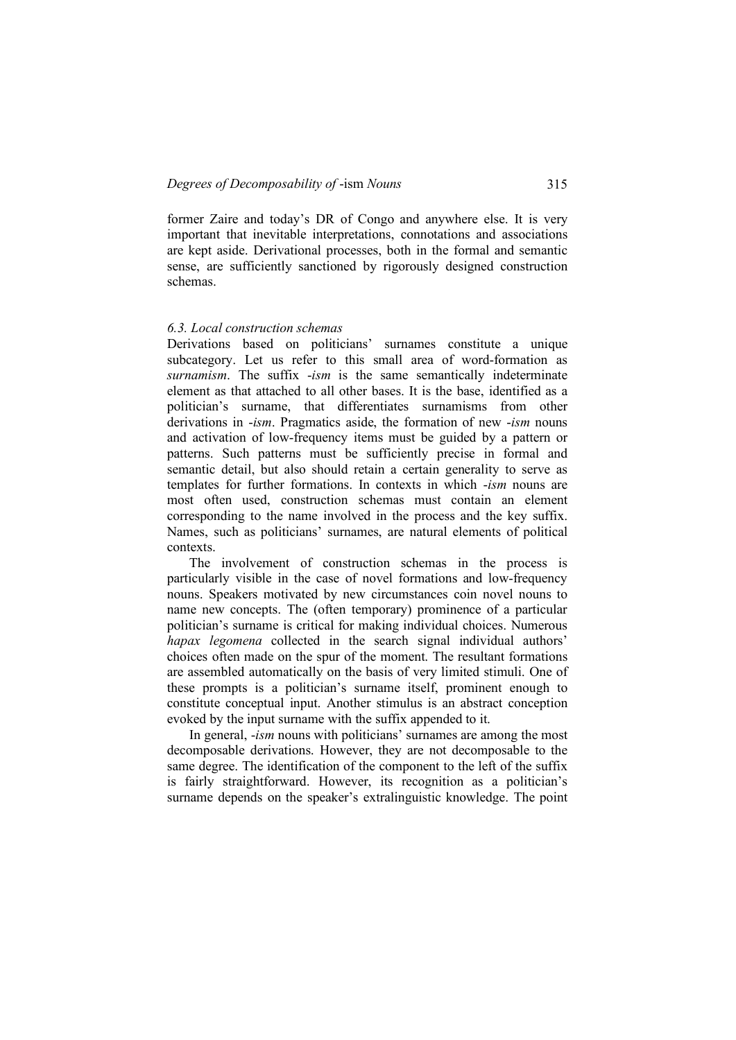former Zaire and today's DR of Congo and anywhere else. It is very important that inevitable interpretations, connotations and associations are kept aside. Derivational processes, both in the formal and semantic sense, are sufficiently sanctioned by rigorously designed construction schemas.

### *6.3. Local construction schemas*

Derivations based on politicians' surnames constitute a unique subcategory. Let us refer to this small area of word-formation as *surnamism*. The suffix *-ism* is the same semantically indeterminate element as that attached to all other bases. It is the base, identified as a politician's surname, that differentiates surnamisms from other derivations in *-ism*. Pragmatics aside, the formation of new *-ism* nouns and activation of low-frequency items must be guided by a pattern or patterns. Such patterns must be sufficiently precise in formal and semantic detail, but also should retain a certain generality to serve as templates for further formations. In contexts in which *-ism* nouns are most often used, construction schemas must contain an element corresponding to the name involved in the process and the key suffix. Names, such as politicians' surnames, are natural elements of political contexts.

The involvement of construction schemas in the process is particularly visible in the case of novel formations and low-frequency nouns. Speakers motivated by new circumstances coin novel nouns to name new concepts. The (often temporary) prominence of a particular politician's surname is critical for making individual choices. Numerous *hapax legomena* collected in the search signal individual authors' choices often made on the spur of the moment. The resultant formations are assembled automatically on the basis of very limited stimuli. One of these prompts is a politician's surname itself, prominent enough to constitute conceptual input. Another stimulus is an abstract conception evoked by the input surname with the suffix appended to it.

In general, *-ism* nouns with politicians' surnames are among the most decomposable derivations. However, they are not decomposable to the same degree. The identification of the component to the left of the suffix is fairly straightforward. However, its recognition as a politician's surname depends on the speaker's extralinguistic knowledge. The point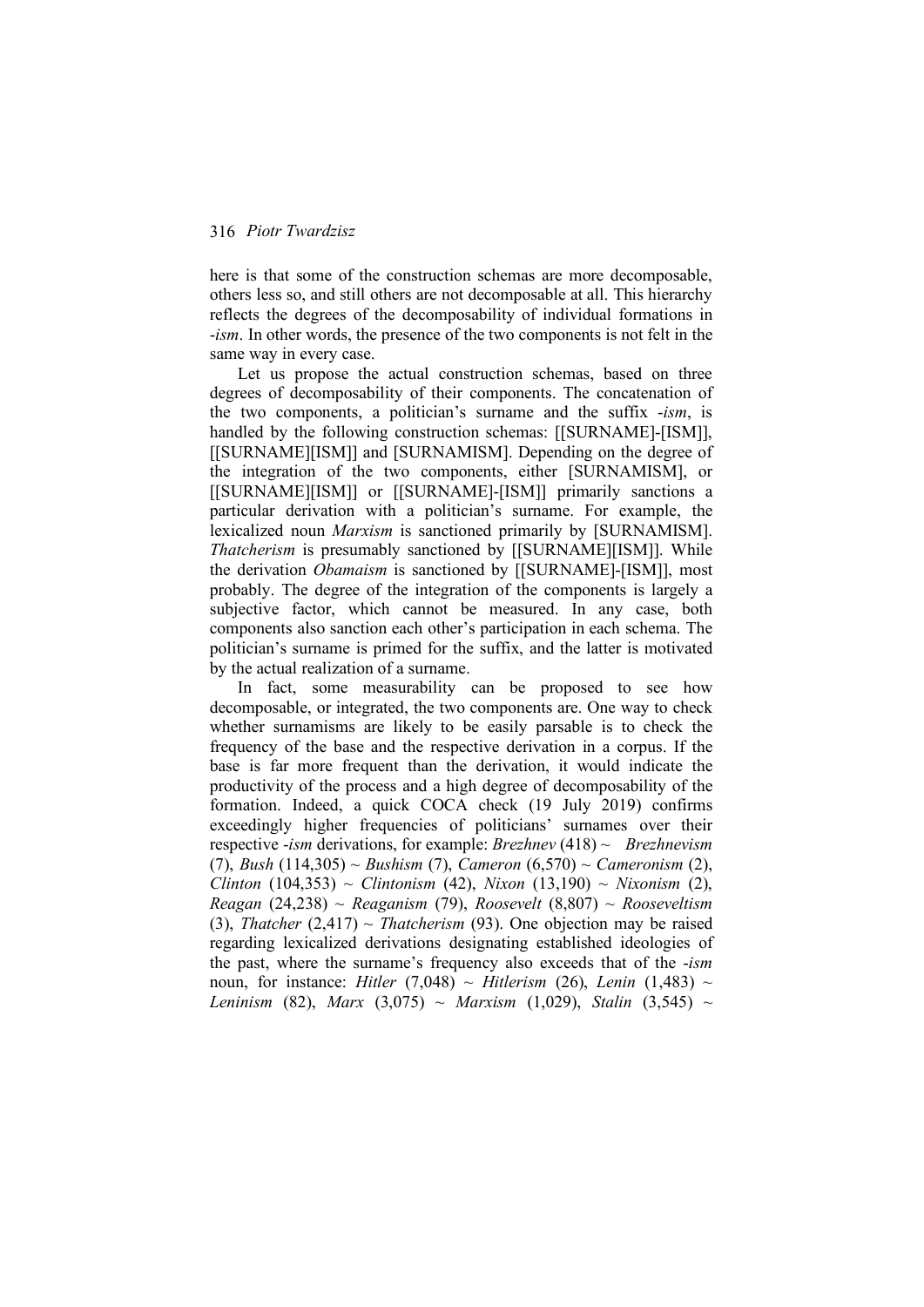here is that some of the construction schemas are more decomposable, others less so, and still others are not decomposable at all. This hierarchy reflects the degrees of the decomposability of individual formations in -*ism*. In other words, the presence of the two components is not felt in the same way in every case.

Let us propose the actual construction schemas, based on three degrees of decomposability of their components. The concatenation of the two components, a politician's surname and the suffix -*ism*, is handled by the following construction schemas: [[SURNAME]-[ISM]], [[SURNAME][ISM]] and [SURNAMISM]. Depending on the degree of the integration of the two components, either [SURNAMISM], or [[SURNAME][ISM]] or [[SURNAME]-[ISM]] primarily sanctions a particular derivation with a politician's surname. For example, the lexicalized noun *Marxism* is sanctioned primarily by [SURNAMISM]. *Thatcherism* is presumably sanctioned by [[SURNAME][ISM]]. While the derivation *Obamaism* is sanctioned by [[SURNAME]-[ISM]], most probably. The degree of the integration of the components is largely a subjective factor, which cannot be measured. In any case, both components also sanction each other's participation in each schema. The politician's surname is primed for the suffix, and the latter is motivated by the actual realization of a surname.

In fact, some measurability can be proposed to see how decomposable, or integrated, the two components are. One way to check whether surnamisms are likely to be easily parsable is to check the frequency of the base and the respective derivation in a corpus. If the base is far more frequent than the derivation, it would indicate the productivity of the process and a high degree of decomposability of the formation. Indeed, a quick COCA check (19 July 2019) confirms exceedingly higher frequencies of politicians' surnames over their respective -*ism* derivations, for example: *Brezhnev* (418) ~ *Brezhnevism* (7), *Bush* (114,305) ~ *Bushism* (7), *Cameron* (6,570) ~ *Cameronism* (2), *Clinton* (104,353) ~ *Clintonism* (42), *Nixon* (13,190) ~ *Nixonism* (2), *Reagan* (24,238) ~ *Reaganism* (79), *Roosevelt* (8,807) ~ *Rooseveltism* (3), *Thatcher* (2,417) ~ *Thatcherism* (93). One objection may be raised regarding lexicalized derivations designating established ideologies of the past, where the surname's frequency also exceeds that of the -*ism* noun, for instance: *Hitler* (7,048) ~ *Hitlerism* (26), *Lenin* (1,483) ~ *Leninism* (82), *Marx* (3,075) ~ *Marxism* (1,029), *Stalin* (3,545) ~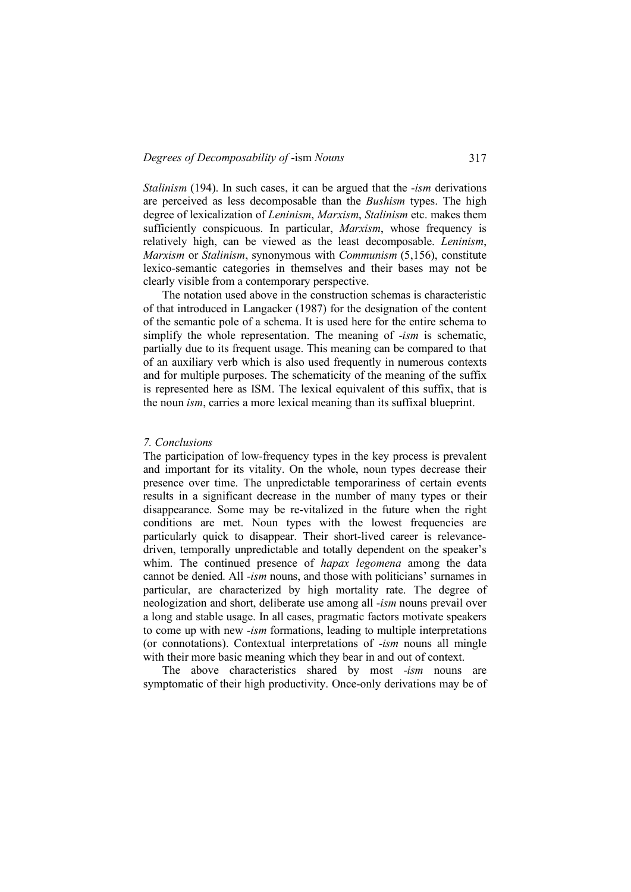*Stalinism* (194). In such cases, it can be argued that the *-ism* derivations are perceived as less decomposable than the *Bushism* types. The high degree of lexicalization of *Leninism*, *Marxism*, *Stalinism* etc. makes them sufficiently conspicuous. In particular, *Marxism*, whose frequency is relatively high, can be viewed as the least decomposable. *Leninism*, *Marxism* or *Stalinism*, synonymous with *Communism* (5,156), constitute lexico-semantic categories in themselves and their bases may not be clearly visible from a contemporary perspective.

The notation used above in the construction schemas is characteristic of that introduced in Langacker (1987) for the designation of the content of the semantic pole of a schema. It is used here for the entire schema to simplify the whole representation. The meaning of *-ism* is schematic, partially due to its frequent usage. This meaning can be compared to that of an auxiliary verb which is also used frequently in numerous contexts and for multiple purposes. The schematicity of the meaning of the suffix is represented here as ISM. The lexical equivalent of this suffix, that is the noun *ism*, carries a more lexical meaning than its suffixal blueprint.

## *7. Conclusions*

The participation of low-frequency types in the key process is prevalent and important for its vitality. On the whole, noun types decrease their presence over time. The unpredictable temporariness of certain events results in a significant decrease in the number of many types or their disappearance. Some may be re-vitalized in the future when the right conditions are met. Noun types with the lowest frequencies are particularly quick to disappear. Their short-lived career is relevance-driven, temporally unpredictable and totally dependent on the speaker's whim. The continued presence of *hapax legomena* among the data cannot be denied. All *-ism* nouns, and those with politicians' surnames in particular, are characterized by high mortality rate. The degree of neologization and short, deliberate use among all *-ism* nouns prevail over a long and stable usage. In all cases, pragmatic factors motivate speakers to come up with new *-ism* formations, leading to multiple interpretations (or connotations). Contextual interpretations of *-ism* nouns all mingle with their more basic meaning which they bear in and out of context.

The above characteristics shared by most *-ism* nouns are symptomatic of their high productivity. Once-only derivations may be of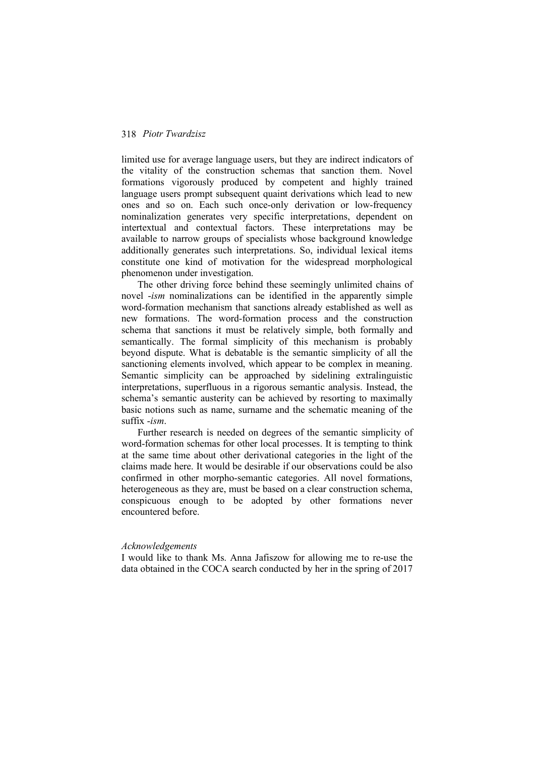limited use for average language users, but they are indirect indicators of the vitality of the construction schemas that sanction them. Novel formations vigorously produced by competent and highly trained language users prompt subsequent quaint derivations which lead to new ones and so on. Each such once-only derivation or low-frequency nominalization generates very specific interpretations, dependent on intertextual and contextual factors. These interpretations may be available to narrow groups of specialists whose background knowledge additionally generates such interpretations. So, individual lexical items constitute one kind of motivation for the widespread morphological phenomenon under investigation.

The other driving force behind these seemingly unlimited chains of novel *-ism* nominalizations can be identified in the apparently simple word-formation mechanism that sanctions already established as well as new formations. The word-formation process and the construction schema that sanctions it must be relatively simple, both formally and semantically. The formal simplicity of this mechanism is probably beyond dispute. What is debatable is the semantic simplicity of all the sanctioning elements involved, which appear to be complex in meaning. Semantic simplicity can be approached by sidelining extralinguistic interpretations, superfluous in a rigorous semantic analysis. Instead, the schema's semantic austerity can be achieved by resorting to maximally basic notions such as name, surname and the schematic meaning of the suffix *-ism*.

Further research is needed on degrees of the semantic simplicity of word-formation schemas for other local processes. It is tempting to think at the same time about other derivational categories in the light of the claims made here. It would be desirable if our observations could be also confirmed in other morpho-semantic categories. All novel formations, heterogeneous as they are, must be based on a clear construction schema, conspicuous enough to be adopted by other formations never encountered before.

*Acknowledgements*

I would like to thank Ms. Anna Jafiszow for allowing me to re-use the data obtained in the COCA search conducted by her in the spring of 2017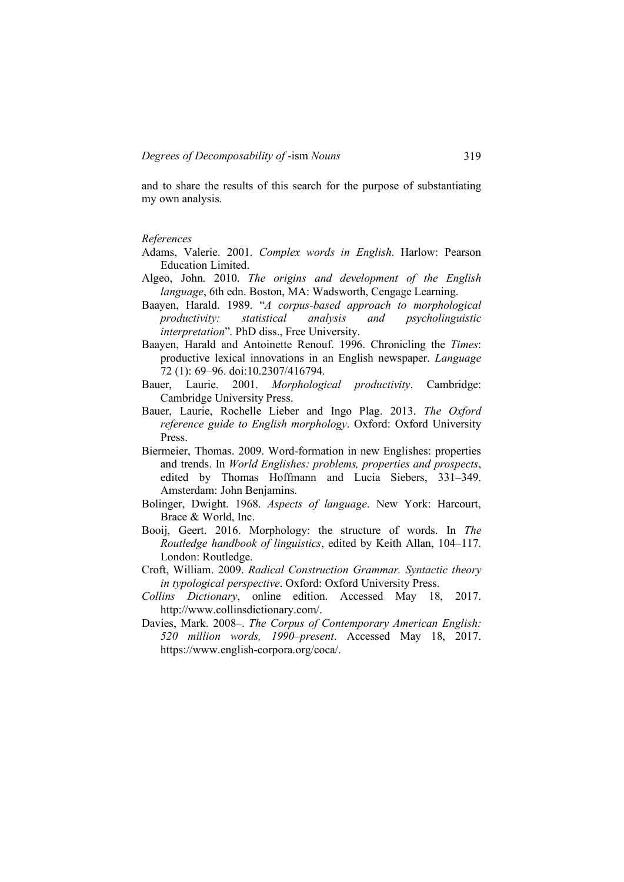and to share the results of this search for the purpose of substantiating my own analysis.

*References*

Adams, Valerie. 2001. *Complex words in English*. Harlow: Pearson Education Limited.

Algeo, John. 2010. *The origins and development of the English language*, 6th edn. Boston, MA: Wadsworth, Cengage Learning.

Baayen, Harald. 1989. "*A corpus-based approach to morphological productivity: statistical analysis and psycholinguistic interpretation*". PhD diss., Free University.

Baayen, Harald and Antoinette Renouf. 1996. Chronicling the *Times*: productive lexical innovations in an English newspaper. *Language* 72 (1): 69–96. doi:10.2307/416794.

Bauer, Laurie. 2001. *Morphological productivity*. Cambridge: Cambridge University Press.

Bauer, Laurie, Rochelle Lieber and Ingo Plag. 2013. *The Oxford reference guide to English morphology*. Oxford: Oxford University Press.

Biermeier, Thomas. 2009. Word-formation in new Englishes: properties and trends. In *World Englishes: problems, properties and prospects*, edited by Thomas Hoffmann and Lucia Siebers, 331–349. Amsterdam: John Benjamins.

Bolinger, Dwight. 1968. *Aspects of language*. New York: Harcourt, Brace & World, Inc.

Booij, Geert. 2016. Morphology: the structure of words. In *The Routledge handbook of linguistics*, edited by Keith Allan, 104–117. London: Routledge.

Croft, William. 2009. *Radical Construction Grammar. Syntactic theory in typological perspective*. Oxford: Oxford University Press.

*Collins Dictionary*, online edition. Accessed May 18, 2017. http://www.collinsdictionary.com/.

Davies, Mark. 2008–. *The Corpus of Contemporary American English: 520 million words, 1990–present*. Accessed May 18, 2017. https://www.english-corpora.org/coca/.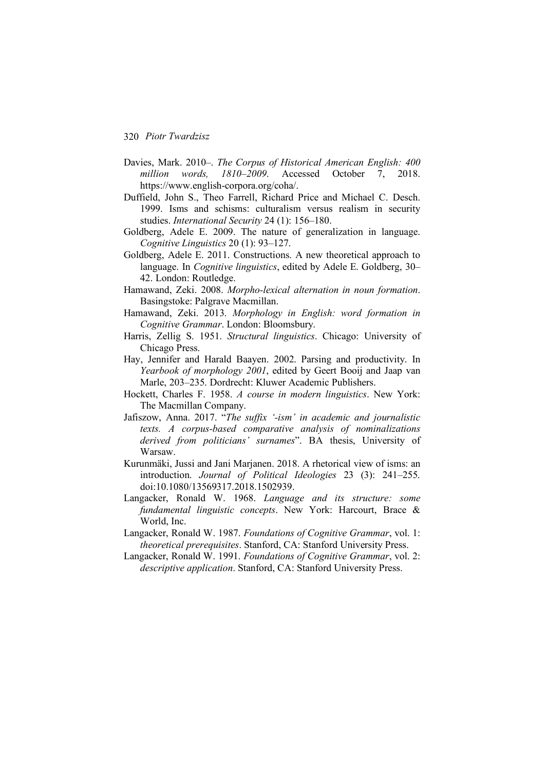Davies, Mark. 2010–. *The Corpus of Historical American English: 400 million words, 1810–2009*. Accessed October 7, 2018. https://www.english-corpora.org/coha/.

Duffield, John S., Theo Farrell, Richard Price and Michael C. Desch. 1999. Isms and schisms: culturalism versus realism in security studies. *International Security* 24 (1): 156–180.

Goldberg, Adele E. 2009. The nature of generalization in language. *Cognitive Linguistics* 20 (1): 93–127.

Goldberg, Adele E. 2011. Constructions. A new theoretical approach to language. In *Cognitive linguistics*, edited by Adele E. Goldberg, 30–42. London: Routledge.

Hamawand, Zeki. 2008. *Morpho-lexical alternation in noun formation*. Basingstoke: Palgrave Macmillan.

Hamawand, Zeki. 2013. *Morphology in English: word formation in Cognitive Grammar*. London: Bloomsbury.

Harris, Zellig S. 1951. *Structural linguistics*. Chicago: University of Chicago Press.

Hay, Jennifer and Harald Baayen. 2002. Parsing and productivity. In *Yearbook of morphology 2001*, edited by Geert Booij and Jaap van Marle, 203–235. Dordrecht: Kluwer Academic Publishers.

Hockett, Charles F. 1958. *A course in modern linguistics*. New York: The Macmillan Company.

Jafiszow, Anna. 2017. "*The suffix '-ism' in academic and journalistic texts. A corpus-based comparative analysis of nominalizations derived from politicians' surnames*". BA thesis, University of Warsaw.

Kurunmäki, Jussi and Jani Marjanen. 2018. A rhetorical view of isms: an introduction. *Journal of Political Ideologies* 23 (3): 241–255. doi:10.1080/13569317.2018.1502939.

Langacker, Ronald W. 1968. *Language and its structure: some fundamental linguistic concepts*. New York: Harcourt, Brace & World, Inc.

Langacker, Ronald W. 1987. *Foundations of Cognitive Grammar*, vol. 1: *theoretical prerequisites*. Stanford, CA: Stanford University Press.

Langacker, Ronald W. 1991. *Foundations of Cognitive Grammar*, vol. 2: *descriptive application*. Stanford, CA: Stanford University Press.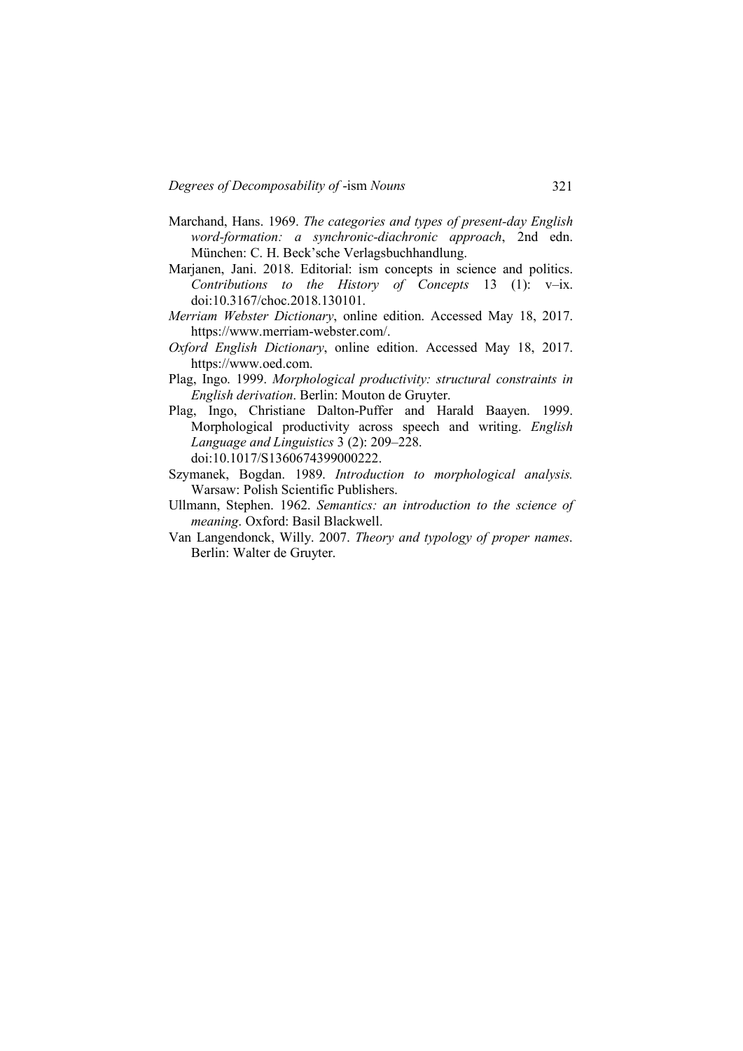Marchand, Hans. 1969. *The categories and types of present-day English word-formation: a synchronic-diachronic approach*, 2nd edn. München: C. H. Beck'sche Verlagsbuchhandlung.

Marjanen, Jani. 2018. Editorial: ism concepts in science and politics. *Contributions to the History of Concepts* 13 (1): v–ix. doi:10.3167/choc.2018.130101.

*Merriam Webster Dictionary*, online edition. Accessed May 18, 2017. https://www.merriam-webster.com/.

*Oxford English Dictionary*, online edition. Accessed May 18, 2017. https://www.oed.com.

Plag, Ingo. 1999. *Morphological productivity: structural constraints in English derivation*. Berlin: Mouton de Gruyter.

Plag, Ingo, Christiane Dalton-Puffer and Harald Baayen. 1999. Morphological productivity across speech and writing. *English Language and Linguistics* 3 (2): 209–228. doi:10.1017/S1360674399000222.

Szymanek, Bogdan. 1989. *Introduction to morphological analysis.* Warsaw: Polish Scientific Publishers.

Ullmann, Stephen. 1962. *Semantics: an introduction to the science of meaning*. Oxford: Basil Blackwell.

Van Langendonck, Willy. 2007. *Theory and typology of proper names*. Berlin: Walter de Gruyter.